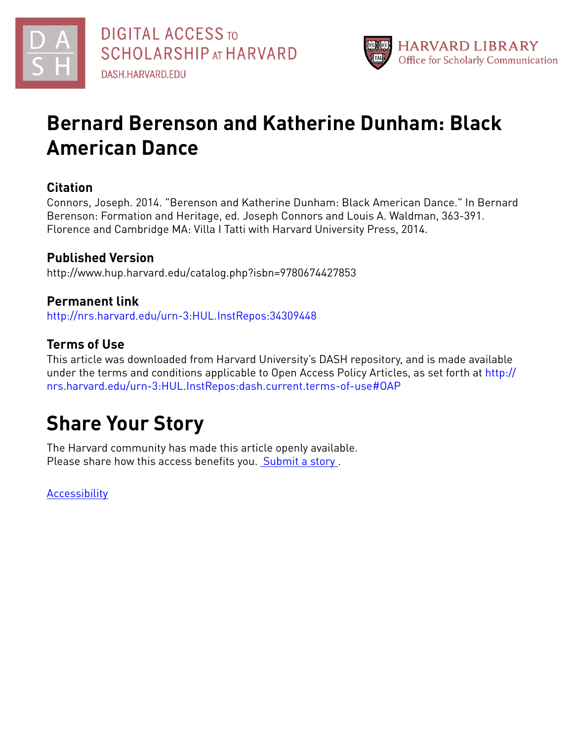DIGITAL ACCESS TO SCHOLARSHIP AT HARVARD
DASH.HARVARD.EDU

HARVARD LIBRARY
Office for Scholarly Communication

# Bernard Berenson and Katherine Dunham: Black American Dance

## Citation

Connors, Joseph. 2014. "Berenson and Katherine Dunham: Black American Dance." In Bernard Berenson: Formation and Heritage, ed. Joseph Connors and Louis A. Waldman, 363-391. Florence and Cambridge MA: Villa I Tatti with Harvard University Press, 2014.

## Published Version

http://www.hup.harvard.edu/catalog.php?isbn=9780674427853

## Permanent link

http://nrs.harvard.edu/urn-3:HUL.InstRepos:34309448

## Terms of Use

This article was downloaded from Harvard University's DASH repository, and is made available under the terms and conditions applicable to Open Access Policy Articles, as set forth at http://nrs.harvard.edu/urn-3:HUL.InstRepos:dash.current.terms-of-use#OAP

# Share Your Story

The Harvard community has made this article openly available.
Please share how this access benefits you. Submit a story .

Accessibility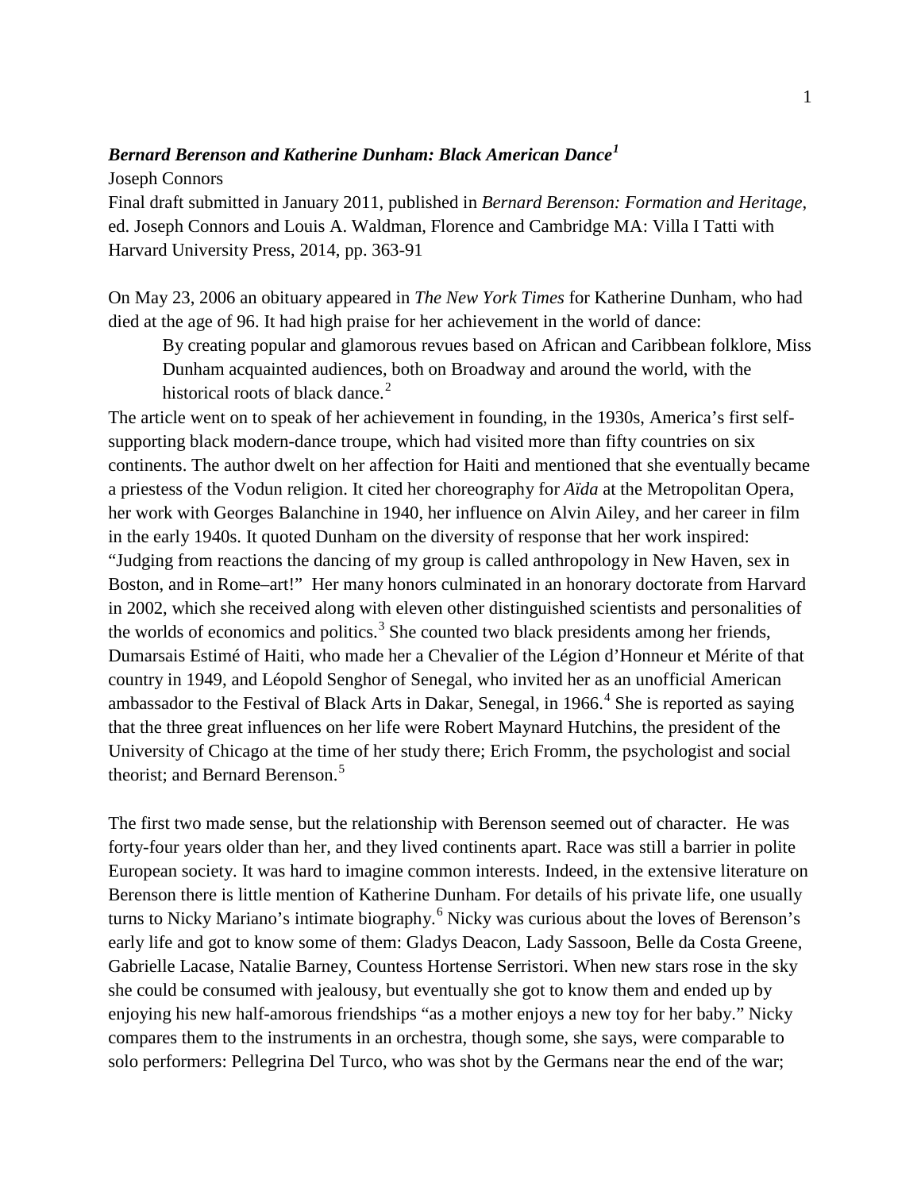## ***Bernard Berenson and Katherine Dunham: Black American Dance***[1]

Joseph Connors

Final draft submitted in January 2011, published in *Bernard Berenson: Formation and Heritage*, ed. Joseph Connors and Louis A. Waldman, Florence and Cambridge MA: Villa I Tatti with Harvard University Press, 2014, pp. 363-91

On May 23, 2006 an obituary appeared in *The New York Times* for Katherine Dunham, who had died at the age of 96. It had high praise for her achievement in the world of dance:

> By creating popular and glamorous revues based on African and Caribbean folklore, Miss Dunham acquainted audiences, both on Broadway and around the world, with the historical roots of black dance.[2]

The article went on to speak of her achievement in founding, in the 1930s, America's first self-supporting black modern-dance troupe, which had visited more than fifty countries on six continents. The author dwelt on her affection for Haiti and mentioned that she eventually became a priestess of the Vodun religion. It cited her choreography for *Aïda* at the Metropolitan Opera, her work with Georges Balanchine in 1940, her influence on Alvin Ailey, and her career in film in the early 1940s. It quoted Dunham on the diversity of response that her work inspired: "Judging from reactions the dancing of my group is called anthropology in New Haven, sex in Boston, and in Rome–art!" Her many honors culminated in an honorary doctorate from Harvard in 2002, which she received along with eleven other distinguished scientists and personalities of the worlds of economics and politics.[3] She counted two black presidents among her friends, Dumarsais Estimé of Haiti, who made her a Chevalier of the Légion d'Honneur et Mérite of that country in 1949, and Léopold Senghor of Senegal, who invited her as an unofficial American ambassador to the Festival of Black Arts in Dakar, Senegal, in 1966.[4] She is reported as saying that the three great influences on her life were Robert Maynard Hutchins, the president of the University of Chicago at the time of her study there; Erich Fromm, the psychologist and social theorist; and Bernard Berenson.[5]

The first two made sense, but the relationship with Berenson seemed out of character. He was forty-four years older than her, and they lived continents apart. Race was still a barrier in polite European society. It was hard to imagine common interests. Indeed, in the extensive literature on Berenson there is little mention of Katherine Dunham. For details of his private life, one usually turns to Nicky Mariano's intimate biography.[6] Nicky was curious about the loves of Berenson's early life and got to know some of them: Gladys Deacon, Lady Sassoon, Belle da Costa Greene, Gabrielle Lacase, Natalie Barney, Countess Hortense Serristori. When new stars rose in the sky she could be consumed with jealousy, but eventually she got to know them and ended up by enjoying his new half-amorous friendships "as a mother enjoys a new toy for her baby." Nicky compares them to the instruments in an orchestra, though some, she says, were comparable to solo performers: Pellegrina Del Turco, who was shot by the Germans near the end of the war;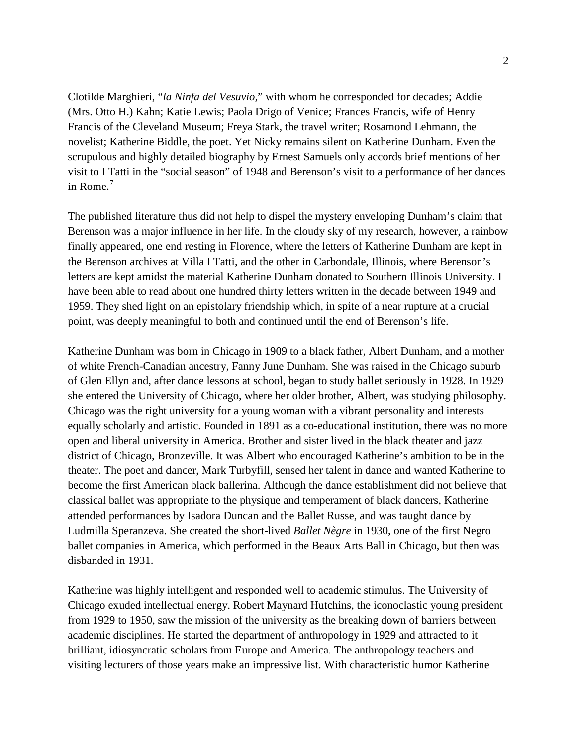Clotilde Marghieri, "*la Ninfa del Vesuvio,*" with whom he corresponded for decades; Addie (Mrs. Otto H.) Kahn; Katie Lewis; Paola Drigo of Venice; Frances Francis, wife of Henry Francis of the Cleveland Museum; Freya Stark, the travel writer; Rosamond Lehmann, the novelist; Katherine Biddle, the poet. Yet Nicky remains silent on Katherine Dunham. Even the scrupulous and highly detailed biography by Ernest Samuels only accords brief mentions of her visit to I Tatti in the "social season" of 1948 and Berenson's visit to a performance of her dances in Rome.[7]

The published literature thus did not help to dispel the mystery enveloping Dunham's claim that Berenson was a major influence in her life. In the cloudy sky of my research, however, a rainbow finally appeared, one end resting in Florence, where the letters of Katherine Dunham are kept in the Berenson archives at Villa I Tatti, and the other in Carbondale, Illinois, where Berenson's letters are kept amidst the material Katherine Dunham donated to Southern Illinois University. I have been able to read about one hundred thirty letters written in the decade between 1949 and 1959. They shed light on an epistolary friendship which, in spite of a near rupture at a crucial point, was deeply meaningful to both and continued until the end of Berenson's life.

Katherine Dunham was born in Chicago in 1909 to a black father, Albert Dunham, and a mother of white French-Canadian ancestry, Fanny June Dunham. She was raised in the Chicago suburb of Glen Ellyn and, after dance lessons at school, began to study ballet seriously in 1928. In 1929 she entered the University of Chicago, where her older brother, Albert, was studying philosophy. Chicago was the right university for a young woman with a vibrant personality and interests equally scholarly and artistic. Founded in 1891 as a co-educational institution, there was no more open and liberal university in America. Brother and sister lived in the black theater and jazz district of Chicago, Bronzeville. It was Albert who encouraged Katherine's ambition to be in the theater. The poet and dancer, Mark Turbyfill, sensed her talent in dance and wanted Katherine to become the first American black ballerina. Although the dance establishment did not believe that classical ballet was appropriate to the physique and temperament of black dancers, Katherine attended performances by Isadora Duncan and the Ballet Russe, and was taught dance by Ludmilla Speranzeva. She created the short-lived *Ballet Nègre* in 1930, one of the first Negro ballet companies in America, which performed in the Beaux Arts Ball in Chicago, but then was disbanded in 1931.

Katherine was highly intelligent and responded well to academic stimulus. The University of Chicago exuded intellectual energy. Robert Maynard Hutchins, the iconoclastic young president from 1929 to 1950, saw the mission of the university as the breaking down of barriers between academic disciplines. He started the department of anthropology in 1929 and attracted to it brilliant, idiosyncratic scholars from Europe and America. The anthropology teachers and visiting lecturers of those years make an impressive list. With characteristic humor Katherine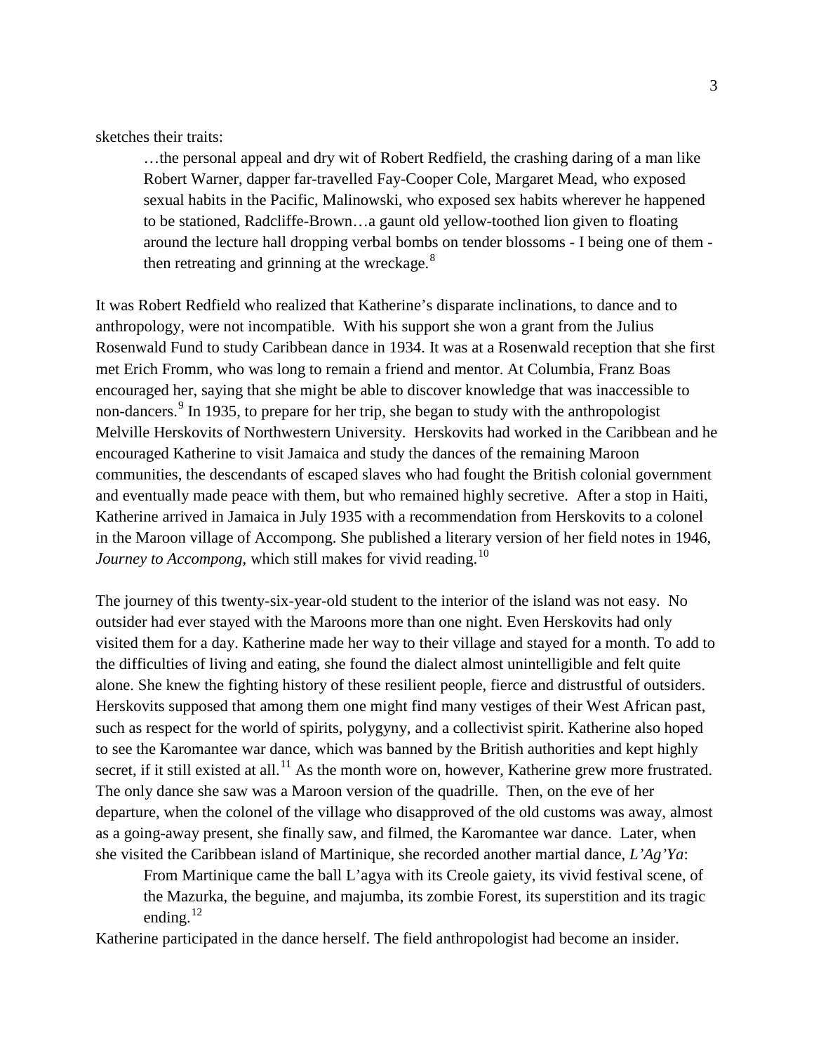sketches their traits:

> …the personal appeal and dry wit of Robert Redfield, the crashing daring of a man like Robert Warner, dapper far-travelled Fay-Cooper Cole, Margaret Mead, who exposed sexual habits in the Pacific, Malinowski, who exposed sex habits wherever he happened to be stationed, Radcliffe-Brown…a gaunt old yellow-toothed lion given to floating around the lecture hall dropping verbal bombs on tender blossoms - I being one of them - then retreating and grinning at the wreckage.[8]

It was Robert Redfield who realized that Katherine's disparate inclinations, to dance and to anthropology, were not incompatible. With his support she won a grant from the Julius Rosenwald Fund to study Caribbean dance in 1934. It was at a Rosenwald reception that she first met Erich Fromm, who was long to remain a friend and mentor. At Columbia, Franz Boas encouraged her, saying that she might be able to discover knowledge that was inaccessible to non-dancers.[9] In 1935, to prepare for her trip, she began to study with the anthropologist Melville Herskovits of Northwestern University. Herskovits had worked in the Caribbean and he encouraged Katherine to visit Jamaica and study the dances of the remaining Maroon communities, the descendants of escaped slaves who had fought the British colonial government and eventually made peace with them, but who remained highly secretive. After a stop in Haiti, Katherine arrived in Jamaica in July 1935 with a recommendation from Herskovits to a colonel in the Maroon village of Accompong. She published a literary version of her field notes in 1946, *Journey to Accompong*, which still makes for vivid reading.[10]

The journey of this twenty-six-year-old student to the interior of the island was not easy. No outsider had ever stayed with the Maroons more than one night. Even Herskovits had only visited them for a day. Katherine made her way to their village and stayed for a month. To add to the difficulties of living and eating, she found the dialect almost unintelligible and felt quite alone. She knew the fighting history of these resilient people, fierce and distrustful of outsiders. Herskovits supposed that among them one might find many vestiges of their West African past, such as respect for the world of spirits, polygyny, and a collectivist spirit. Katherine also hoped to see the Karomantee war dance, which was banned by the British authorities and kept highly secret, if it still existed at all.[11] As the month wore on, however, Katherine grew more frustrated. The only dance she saw was a Maroon version of the quadrille. Then, on the eve of her departure, when the colonel of the village who disapproved of the old customs was away, almost as a going-away present, she finally saw, and filmed, the Karomantee war dance. Later, when she visited the Caribbean island of Martinique, she recorded another martial dance, *L'Ag'Ya*:

> From Martinique came the ball L'agya with its Creole gaiety, its vivid festival scene, of the Mazurka, the beguine, and majumba, its zombie Forest, its superstition and its tragic ending.[12]

Katherine participated in the dance herself. The field anthropologist had become an insider.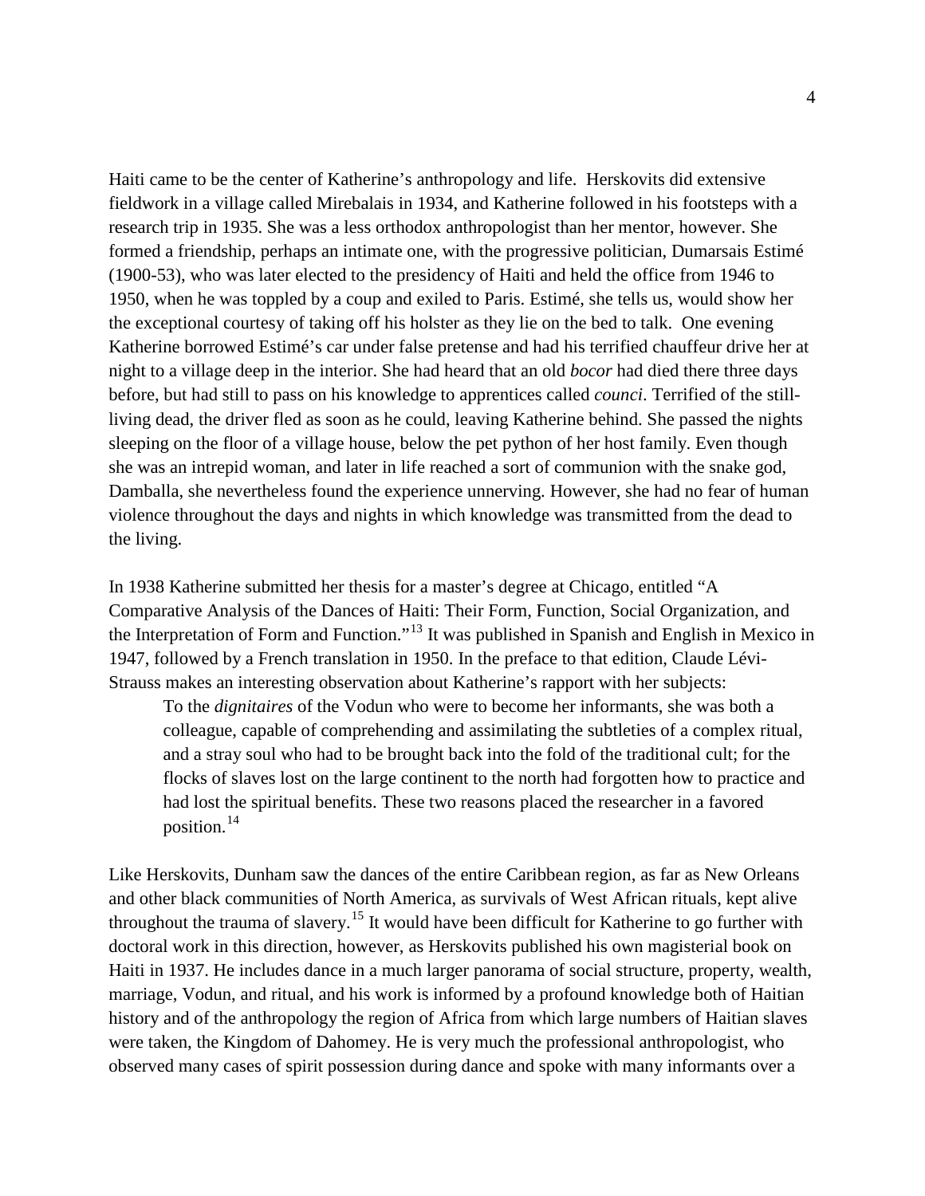Haiti came to be the center of Katherine's anthropology and life. Herskovits did extensive fieldwork in a village called Mirebalais in 1934, and Katherine followed in his footsteps with a research trip in 1935. She was a less orthodox anthropologist than her mentor, however. She formed a friendship, perhaps an intimate one, with the progressive politician, Dumarsais Estimé (1900-53), who was later elected to the presidency of Haiti and held the office from 1946 to 1950, when he was toppled by a coup and exiled to Paris. Estimé, she tells us, would show her the exceptional courtesy of taking off his holster as they lie on the bed to talk. One evening Katherine borrowed Estimé's car under false pretense and had his terrified chauffeur drive her at night to a village deep in the interior. She had heard that an old *bocor* had died there three days before, but had still to pass on his knowledge to apprentices called *counci*. Terrified of the still-living dead, the driver fled as soon as he could, leaving Katherine behind. She passed the nights sleeping on the floor of a village house, below the pet python of her host family. Even though she was an intrepid woman, and later in life reached a sort of communion with the snake god, Damballa, she nevertheless found the experience unnerving. However, she had no fear of human violence throughout the days and nights in which knowledge was transmitted from the dead to the living.

In 1938 Katherine submitted her thesis for a master's degree at Chicago, entitled "A Comparative Analysis of the Dances of Haiti: Their Form, Function, Social Organization, and the Interpretation of Form and Function."[13] It was published in Spanish and English in Mexico in 1947, followed by a French translation in 1950. In the preface to that edition, Claude Lévi-Strauss makes an interesting observation about Katherine's rapport with her subjects:

> To the *dignitaires* of the Vodun who were to become her informants, she was both a colleague, capable of comprehending and assimilating the subtleties of a complex ritual, and a stray soul who had to be brought back into the fold of the traditional cult; for the flocks of slaves lost on the large continent to the north had forgotten how to practice and had lost the spiritual benefits. These two reasons placed the researcher in a favored position.[14]

Like Herskovits, Dunham saw the dances of the entire Caribbean region, as far as New Orleans and other black communities of North America, as survivals of West African rituals, kept alive throughout the trauma of slavery.[15] It would have been difficult for Katherine to go further with doctoral work in this direction, however, as Herskovits published his own magisterial book on Haiti in 1937. He includes dance in a much larger panorama of social structure, property, wealth, marriage, Vodun, and ritual, and his work is informed by a profound knowledge both of Haitian history and of the anthropology the region of Africa from which large numbers of Haitian slaves were taken, the Kingdom of Dahomey. He is very much the professional anthropologist, who observed many cases of spirit possession during dance and spoke with many informants over a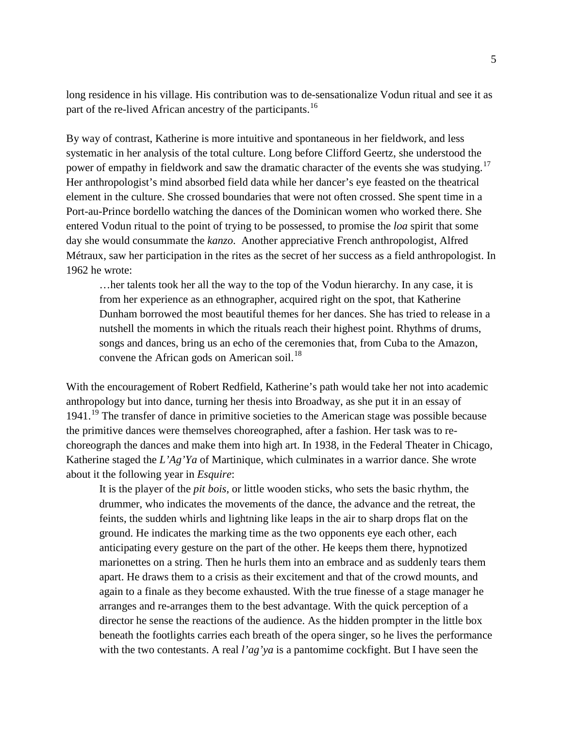long residence in his village. His contribution was to de-sensationalize Vodun ritual and see it as part of the re-lived African ancestry of the participants.[16]

By way of contrast, Katherine is more intuitive and spontaneous in her fieldwork, and less systematic in her analysis of the total culture. Long before Clifford Geertz, she understood the power of empathy in fieldwork and saw the dramatic character of the events she was studying.[17] Her anthropologist's mind absorbed field data while her dancer's eye feasted on the theatrical element in the culture. She crossed boundaries that were not often crossed. She spent time in a Port-au-Prince bordello watching the dances of the Dominican women who worked there. She entered Vodun ritual to the point of trying to be possessed, to promise the *loa* spirit that some day she would consummate the *kanzo*. Another appreciative French anthropologist, Alfred Métraux, saw her participation in the rites as the secret of her success as a field anthropologist. In 1962 he wrote:

> …her talents took her all the way to the top of the Vodun hierarchy. In any case, it is from her experience as an ethnographer, acquired right on the spot, that Katherine Dunham borrowed the most beautiful themes for her dances. She has tried to release in a nutshell the moments in which the rituals reach their highest point. Rhythms of drums, songs and dances, bring us an echo of the ceremonies that, from Cuba to the Amazon, convene the African gods on American soil.[18]

With the encouragement of Robert Redfield, Katherine's path would take her not into academic anthropology but into dance, turning her thesis into Broadway, as she put it in an essay of 1941.[19] The transfer of dance in primitive societies to the American stage was possible because the primitive dances were themselves choreographed, after a fashion. Her task was to re-choreograph the dances and make them into high art. In 1938, in the Federal Theater in Chicago, Katherine staged the *L'Ag'Ya* of Martinique, which culminates in a warrior dance. She wrote about it the following year in *Esquire*:

> It is the player of the *pit bois*, or little wooden sticks, who sets the basic rhythm, the drummer, who indicates the movements of the dance, the advance and the retreat, the feints, the sudden whirls and lightning like leaps in the air to sharp drops flat on the ground. He indicates the marking time as the two opponents eye each other, each anticipating every gesture on the part of the other. He keeps them there, hypnotized marionettes on a string. Then he hurls them into an embrace and as suddenly tears them apart. He draws them to a crisis as their excitement and that of the crowd mounts, and again to a finale as they become exhausted. With the true finesse of a stage manager he arranges and re-arranges them to the best advantage. With the quick perception of a director he sense the reactions of the audience. As the hidden prompter in the little box beneath the footlights carries each breath of the opera singer, so he lives the performance with the two contestants. A real *l'ag'ya* is a pantomime cockfight. But I have seen the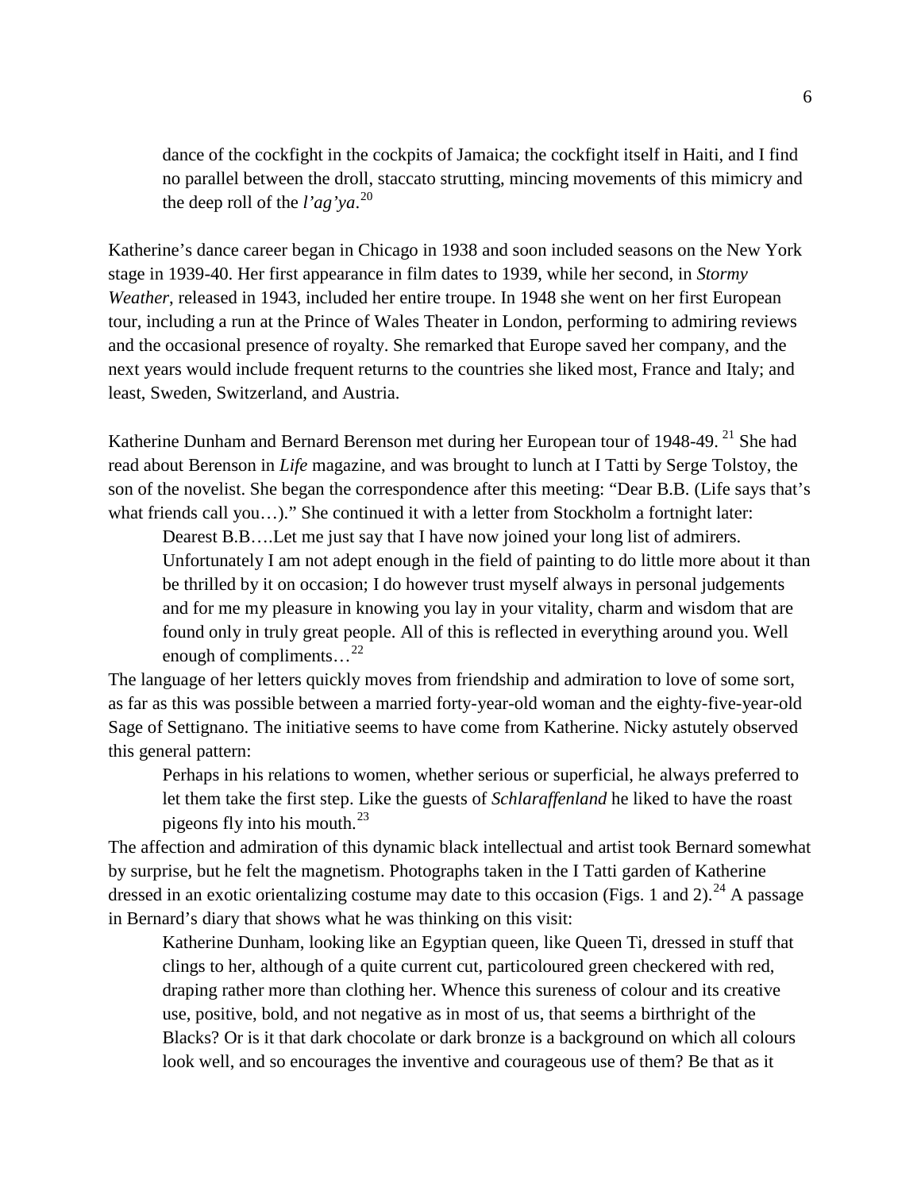> dance of the cockfight in the cockpits of Jamaica; the cockfight itself in Haiti, and I find no parallel between the droll, staccato strutting, mincing movements of this mimicry and the deep roll of the *l'ag'ya*.[20]

Katherine's dance career began in Chicago in 1938 and soon included seasons on the New York stage in 1939-40. Her first appearance in film dates to 1939, while her second, in *Stormy Weather*, released in 1943, included her entire troupe. In 1948 she went on her first European tour, including a run at the Prince of Wales Theater in London, performing to admiring reviews and the occasional presence of royalty. She remarked that Europe saved her company, and the next years would include frequent returns to the countries she liked most, France and Italy; and least, Sweden, Switzerland, and Austria.

Katherine Dunham and Bernard Berenson met during her European tour of 1948-49.[21] She had read about Berenson in *Life* magazine, and was brought to lunch at I Tatti by Serge Tolstoy, the son of the novelist. She began the correspondence after this meeting: "Dear B.B. (Life says that's what friends call you…)." She continued it with a letter from Stockholm a fortnight later:

> Dearest B.B….Let me just say that I have now joined your long list of admirers. Unfortunately I am not adept enough in the field of painting to do little more about it than be thrilled by it on occasion; I do however trust myself always in personal judgements and for me my pleasure in knowing you lay in your vitality, charm and wisdom that are found only in truly great people. All of this is reflected in everything around you. Well enough of compliments…[22]

The language of her letters quickly moves from friendship and admiration to love of some sort, as far as this was possible between a married forty-year-old woman and the eighty-five-year-old Sage of Settignano. The initiative seems to have come from Katherine. Nicky astutely observed this general pattern:

> Perhaps in his relations to women, whether serious or superficial, he always preferred to let them take the first step. Like the guests of *Schlaraffenland* he liked to have the roast pigeons fly into his mouth.[23]

The affection and admiration of this dynamic black intellectual and artist took Bernard somewhat by surprise, but he felt the magnetism. Photographs taken in the I Tatti garden of Katherine dressed in an exotic orientalizing costume may date to this occasion (Figs. 1 and 2).[24] A passage in Bernard's diary that shows what he was thinking on this visit:

> Katherine Dunham, looking like an Egyptian queen, like Queen Ti, dressed in stuff that clings to her, although of a quite current cut, particoloured green checkered with red, draping rather more than clothing her. Whence this sureness of colour and its creative use, positive, bold, and not negative as in most of us, that seems a birthright of the Blacks? Or is it that dark chocolate or dark bronze is a background on which all colours look well, and so encourages the inventive and courageous use of them? Be that as it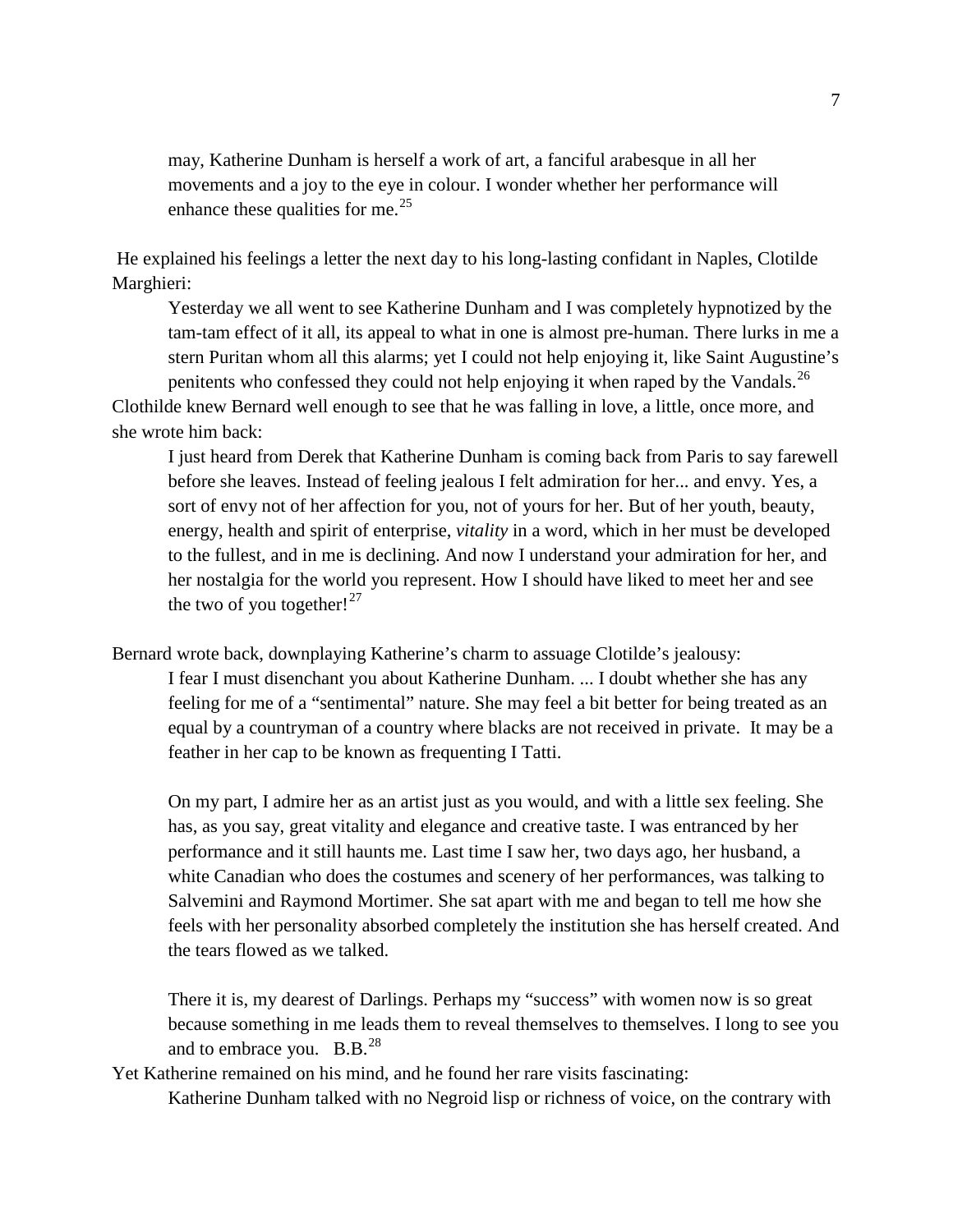> may, Katherine Dunham is herself a work of art, a fanciful arabesque in all her movements and a joy to the eye in colour. I wonder whether her performance will enhance these qualities for me.[25]

He explained his feelings a letter the next day to his long-lasting confidant in Naples, Clotilde Marghieri:

> Yesterday we all went to see Katherine Dunham and I was completely hypnotized by the tam-tam effect of it all, its appeal to what in one is almost pre-human. There lurks in me a stern Puritan whom all this alarms; yet I could not help enjoying it, like Saint Augustine's penitents who confessed they could not help enjoying it when raped by the Vandals.[26]

Clothilde knew Bernard well enough to see that he was falling in love, a little, once more, and she wrote him back:

> I just heard from Derek that Katherine Dunham is coming back from Paris to say farewell before she leaves. Instead of feeling jealous I felt admiration for her... and envy. Yes, a sort of envy not of her affection for you, not of yours for her. But of her youth, beauty, energy, health and spirit of enterprise, *vitality* in a word, which in her must be developed to the fullest, and in me is declining. And now I understand your admiration for her, and her nostalgia for the world you represent. How I should have liked to meet her and see the two of you together![27]

Bernard wrote back, downplaying Katherine's charm to assuage Clotilde's jealousy:

> I fear I must disenchant you about Katherine Dunham. ... I doubt whether she has any feeling for me of a "sentimental" nature. She may feel a bit better for being treated as an equal by a countryman of a country where blacks are not received in private. It may be a feather in her cap to be known as frequenting I Tatti.
>
> On my part, I admire her as an artist just as you would, and with a little sex feeling. She has, as you say, great vitality and elegance and creative taste. I was entranced by her performance and it still haunts me. Last time I saw her, two days ago, her husband, a white Canadian who does the costumes and scenery of her performances, was talking to Salvemini and Raymond Mortimer. She sat apart with me and began to tell me how she feels with her personality absorbed completely the institution she has herself created. And the tears flowed as we talked.
>
> There it is, my dearest of Darlings. Perhaps my "success" with women now is so great because something in me leads them to reveal themselves to themselves. I long to see you and to embrace you. B.B.[28]

Yet Katherine remained on his mind, and he found her rare visits fascinating:

> Katherine Dunham talked with no Negroid lisp or richness of voice, on the contrary with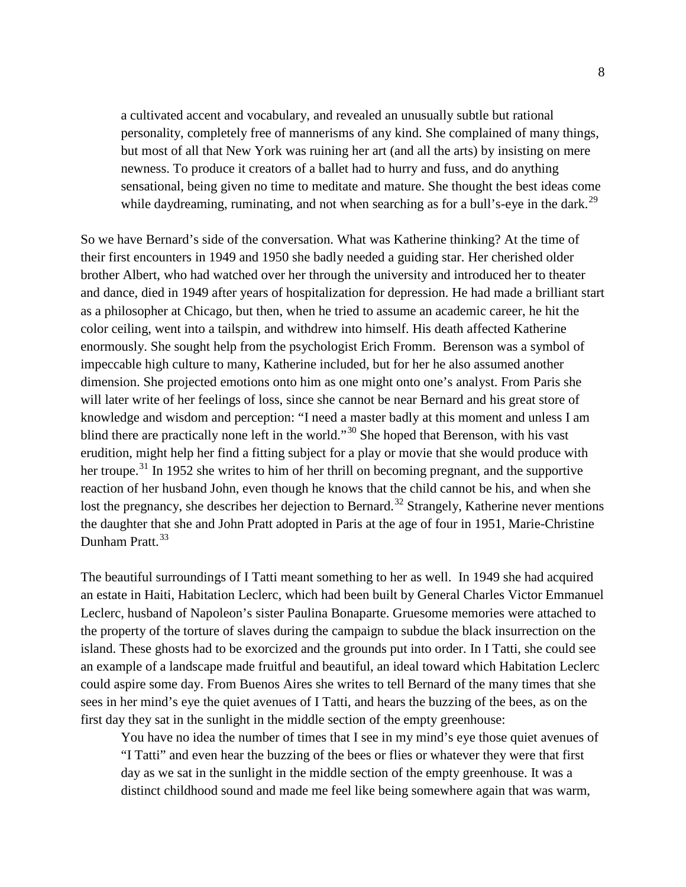> a cultivated accent and vocabulary, and revealed an unusually subtle but rational personality, completely free of mannerisms of any kind. She complained of many things, but most of all that New York was ruining her art (and all the arts) by insisting on mere newness. To produce it creators of a ballet had to hurry and fuss, and do anything sensational, being given no time to meditate and mature. She thought the best ideas come while daydreaming, ruminating, and not when searching as for a bull's-eye in the dark.[29]

So we have Bernard's side of the conversation. What was Katherine thinking? At the time of their first encounters in 1949 and 1950 she badly needed a guiding star. Her cherished older brother Albert, who had watched over her through the university and introduced her to theater and dance, died in 1949 after years of hospitalization for depression. He had made a brilliant start as a philosopher at Chicago, but then, when he tried to assume an academic career, he hit the color ceiling, went into a tailspin, and withdrew into himself. His death affected Katherine enormously. She sought help from the psychologist Erich Fromm. Berenson was a symbol of impeccable high culture to many, Katherine included, but for her he also assumed another dimension. She projected emotions onto him as one might onto one's analyst. From Paris she will later write of her feelings of loss, since she cannot be near Bernard and his great store of knowledge and wisdom and perception: "I need a master badly at this moment and unless I am blind there are practically none left in the world."[30] She hoped that Berenson, with his vast erudition, might help her find a fitting subject for a play or movie that she would produce with her troupe.[31] In 1952 she writes to him of her thrill on becoming pregnant, and the supportive reaction of her husband John, even though he knows that the child cannot be his, and when she lost the pregnancy, she describes her dejection to Bernard.[32] Strangely, Katherine never mentions the daughter that she and John Pratt adopted in Paris at the age of four in 1951, Marie-Christine Dunham Pratt.[33]

The beautiful surroundings of I Tatti meant something to her as well. In 1949 she had acquired an estate in Haiti, Habitation Leclerc, which had been built by General Charles Victor Emmanuel Leclerc, husband of Napoleon's sister Paulina Bonaparte. Gruesome memories were attached to the property of the torture of slaves during the campaign to subdue the black insurrection on the island. These ghosts had to be exorcized and the grounds put into order. In I Tatti, she could see an example of a landscape made fruitful and beautiful, an ideal toward which Habitation Leclerc could aspire some day. From Buenos Aires she writes to tell Bernard of the many times that she sees in her mind's eye the quiet avenues of I Tatti, and hears the buzzing of the bees, as on the first day they sat in the sunlight in the middle section of the empty greenhouse:

> You have no idea the number of times that I see in my mind's eye those quiet avenues of "I Tatti" and even hear the buzzing of the bees or flies or whatever they were that first day as we sat in the sunlight in the middle section of the empty greenhouse. It was a distinct childhood sound and made me feel like being somewhere again that was warm,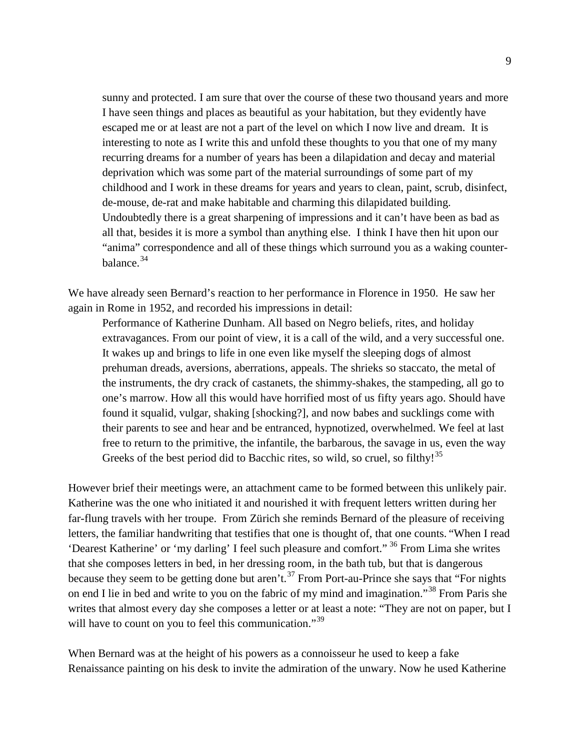> sunny and protected. I am sure that over the course of these two thousand years and more I have seen things and places as beautiful as your habitation, but they evidently have escaped me or at least are not a part of the level on which I now live and dream. It is interesting to note as I write this and unfold these thoughts to you that one of my many recurring dreams for a number of years has been a dilapidation and decay and material deprivation which was some part of the material surroundings of some part of my childhood and I work in these dreams for years and years to clean, paint, scrub, disinfect, de-mouse, de-rat and make habitable and charming this dilapidated building. Undoubtedly there is a great sharpening of impressions and it can't have been as bad as all that, besides it is more a symbol than anything else. I think I have then hit upon our "anima" correspondence and all of these things which surround you as a waking counter-balance.[34]

We have already seen Bernard's reaction to her performance in Florence in 1950. He saw her again in Rome in 1952, and recorded his impressions in detail:

> Performance of Katherine Dunham. All based on Negro beliefs, rites, and holiday extravagances. From our point of view, it is a call of the wild, and a very successful one. It wakes up and brings to life in one even like myself the sleeping dogs of almost prehuman dreads, aversions, aberrations, appeals. The shrieks so staccato, the metal of the instruments, the dry crack of castanets, the shimmy-shakes, the stampeding, all go to one's marrow. How all this would have horrified most of us fifty years ago. Should have found it squalid, vulgar, shaking [shocking?], and now babes and sucklings come with their parents to see and hear and be entranced, hypnotized, overwhelmed. We feel at last free to return to the primitive, the infantile, the barbarous, the savage in us, even the way Greeks of the best period did to Bacchic rites, so wild, so cruel, so filthy![35]

However brief their meetings were, an attachment came to be formed between this unlikely pair. Katherine was the one who initiated it and nourished it with frequent letters written during her far-flung travels with her troupe. From Zürich she reminds Bernard of the pleasure of receiving letters, the familiar handwriting that testifies that one is thought of, that one counts. "When I read 'Dearest Katherine' or 'my darling' I feel such pleasure and comfort." [36] From Lima she writes that she composes letters in bed, in her dressing room, in the bath tub, but that is dangerous because they seem to be getting done but aren't.[37] From Port-au-Prince she says that "For nights on end I lie in bed and write to you on the fabric of my mind and imagination."[38] From Paris she writes that almost every day she composes a letter or at least a note: "They are not on paper, but I will have to count on you to feel this communication."[39]

When Bernard was at the height of his powers as a connoisseur he used to keep a fake Renaissance painting on his desk to invite the admiration of the unwary. Now he used Katherine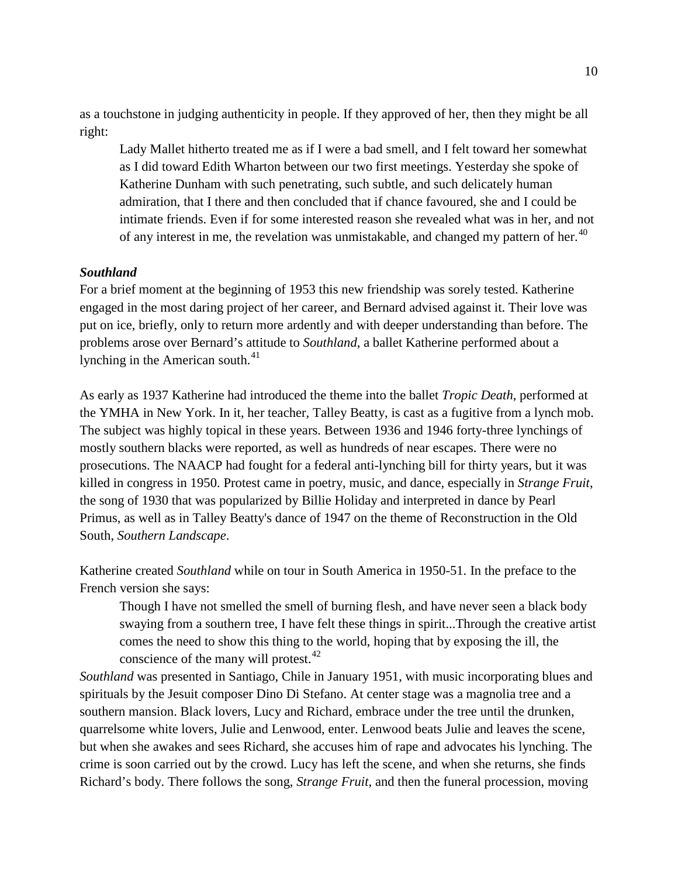as a touchstone in judging authenticity in people. If they approved of her, then they might be all right:

> Lady Mallet hitherto treated me as if I were a bad smell, and I felt toward her somewhat as I did toward Edith Wharton between our two first meetings. Yesterday she spoke of Katherine Dunham with such penetrating, such subtle, and such delicately human admiration, that I there and then concluded that if chance favoured, she and I could be intimate friends. Even if for some interested reason she revealed what was in her, and not of any interest in me, the revelation was unmistakable, and changed my pattern of her.[40]

### *Southland*

For a brief moment at the beginning of 1953 this new friendship was sorely tested. Katherine engaged in the most daring project of her career, and Bernard advised against it. Their love was put on ice, briefly, only to return more ardently and with deeper understanding than before. The problems arose over Bernard's attitude to *Southland*, a ballet Katherine performed about a lynching in the American south.[41]

As early as 1937 Katherine had introduced the theme into the ballet *Tropic Death*, performed at the YMHA in New York. In it, her teacher, Talley Beatty, is cast as a fugitive from a lynch mob. The subject was highly topical in these years. Between 1936 and 1946 forty-three lynchings of mostly southern blacks were reported, as well as hundreds of near escapes. There were no prosecutions. The NAACP had fought for a federal anti-lynching bill for thirty years, but it was killed in congress in 1950. Protest came in poetry, music, and dance, especially in *Strange Fruit*, the song of 1930 that was popularized by Billie Holiday and interpreted in dance by Pearl Primus, as well as in Talley Beatty's dance of 1947 on the theme of Reconstruction in the Old South, *Southern Landscape*.

Katherine created *Southland* while on tour in South America in 1950-51. In the preface to the French version she says:

> Though I have not smelled the smell of burning flesh, and have never seen a black body swaying from a southern tree, I have felt these things in spirit...Through the creative artist comes the need to show this thing to the world, hoping that by exposing the ill, the conscience of the many will protest.[42]

*Southland* was presented in Santiago, Chile in January 1951, with music incorporating blues and spirituals by the Jesuit composer Dino Di Stefano. At center stage was a magnolia tree and a southern mansion. Black lovers, Lucy and Richard, embrace under the tree until the drunken, quarrelsome white lovers, Julie and Lenwood, enter. Lenwood beats Julie and leaves the scene, but when she awakes and sees Richard, she accuses him of rape and advocates his lynching. The crime is soon carried out by the crowd. Lucy has left the scene, and when she returns, she finds Richard's body. There follows the song, *Strange Fruit*, and then the funeral procession, moving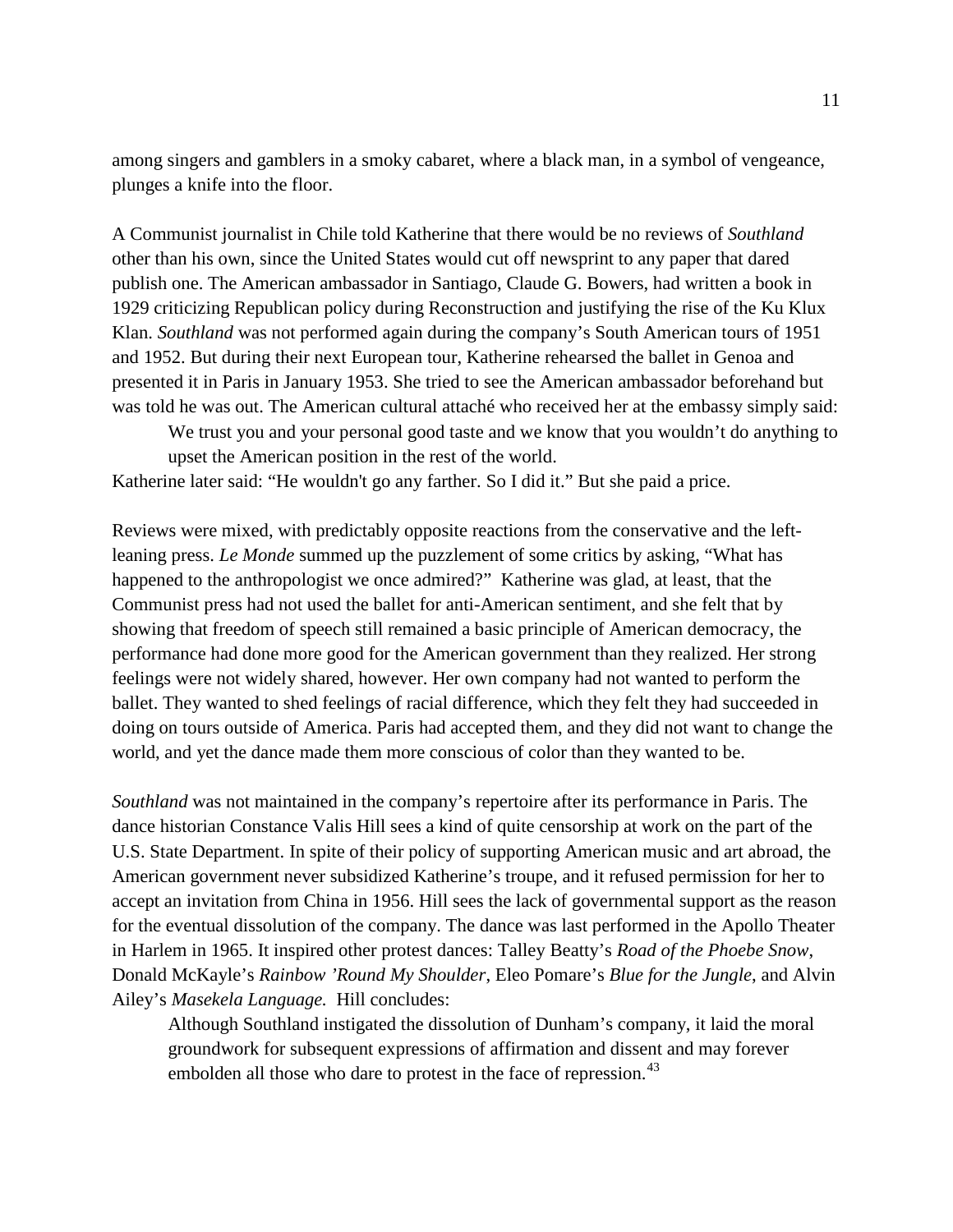among singers and gamblers in a smoky cabaret, where a black man, in a symbol of vengeance, plunges a knife into the floor.

A Communist journalist in Chile told Katherine that there would be no reviews of *Southland* other than his own, since the United States would cut off newsprint to any paper that dared publish one. The American ambassador in Santiago, Claude G. Bowers, had written a book in 1929 criticizing Republican policy during Reconstruction and justifying the rise of the Ku Klux Klan. *Southland* was not performed again during the company's South American tours of 1951 and 1952. But during their next European tour, Katherine rehearsed the ballet in Genoa and presented it in Paris in January 1953. She tried to see the American ambassador beforehand but was told he was out. The American cultural attaché who received her at the embassy simply said:

> We trust you and your personal good taste and we know that you wouldn't do anything to upset the American position in the rest of the world.

Katherine later said: "He wouldn't go any farther. So I did it." But she paid a price.

Reviews were mixed, with predictably opposite reactions from the conservative and the left-leaning press. *Le Monde* summed up the puzzlement of some critics by asking, "What has happened to the anthropologist we once admired?" Katherine was glad, at least, that the Communist press had not used the ballet for anti-American sentiment, and she felt that by showing that freedom of speech still remained a basic principle of American democracy, the performance had done more good for the American government than they realized. Her strong feelings were not widely shared, however. Her own company had not wanted to perform the ballet. They wanted to shed feelings of racial difference, which they felt they had succeeded in doing on tours outside of America. Paris had accepted them, and they did not want to change the world, and yet the dance made them more conscious of color than they wanted to be.

*Southland* was not maintained in the company's repertoire after its performance in Paris. The dance historian Constance Valis Hill sees a kind of quite censorship at work on the part of the U.S. State Department. In spite of their policy of supporting American music and art abroad, the American government never subsidized Katherine's troupe, and it refused permission for her to accept an invitation from China in 1956. Hill sees the lack of governmental support as the reason for the eventual dissolution of the company. The dance was last performed in the Apollo Theater in Harlem in 1965. It inspired other protest dances: Talley Beatty's *Road of the Phoebe Snow*, Donald McKayle's *Rainbow 'Round My Shoulder*, Eleo Pomare's *Blue for the Jungle*, and Alvin Ailey's *Masekela Language.* Hill concludes:

> Although Southland instigated the dissolution of Dunham's company, it laid the moral groundwork for subsequent expressions of affirmation and dissent and may forever embolden all those who dare to protest in the face of repression.[43]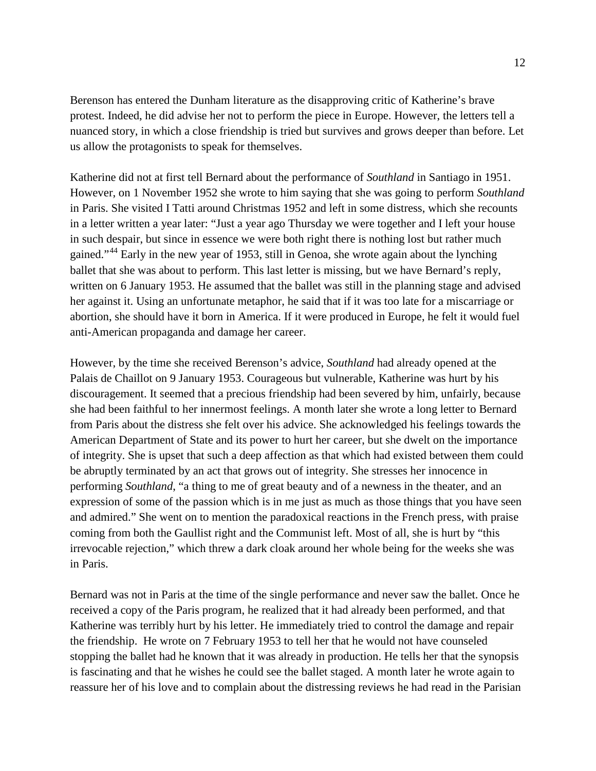Berenson has entered the Dunham literature as the disapproving critic of Katherine's brave protest. Indeed, he did advise her not to perform the piece in Europe. However, the letters tell a nuanced story, in which a close friendship is tried but survives and grows deeper than before. Let us allow the protagonists to speak for themselves.

Katherine did not at first tell Bernard about the performance of *Southland* in Santiago in 1951. However, on 1 November 1952 she wrote to him saying that she was going to perform *Southland* in Paris. She visited I Tatti around Christmas 1952 and left in some distress, which she recounts in a letter written a year later: "Just a year ago Thursday we were together and I left your house in such despair, but since in essence we were both right there is nothing lost but rather much gained."[44] Early in the new year of 1953, still in Genoa, she wrote again about the lynching ballet that she was about to perform. This last letter is missing, but we have Bernard's reply, written on 6 January 1953. He assumed that the ballet was still in the planning stage and advised her against it. Using an unfortunate metaphor, he said that if it was too late for a miscarriage or abortion, she should have it born in America. If it were produced in Europe, he felt it would fuel anti-American propaganda and damage her career.

However, by the time she received Berenson's advice, *Southland* had already opened at the Palais de Chaillot on 9 January 1953. Courageous but vulnerable, Katherine was hurt by his discouragement. It seemed that a precious friendship had been severed by him, unfairly, because she had been faithful to her innermost feelings. A month later she wrote a long letter to Bernard from Paris about the distress she felt over his advice. She acknowledged his feelings towards the American Department of State and its power to hurt her career, but she dwelt on the importance of integrity. She is upset that such a deep affection as that which had existed between them could be abruptly terminated by an act that grows out of integrity. She stresses her innocence in performing *Southland*, "a thing to me of great beauty and of a newness in the theater, and an expression of some of the passion which is in me just as much as those things that you have seen and admired." She went on to mention the paradoxical reactions in the French press, with praise coming from both the Gaullist right and the Communist left. Most of all, she is hurt by "this irrevocable rejection," which threw a dark cloak around her whole being for the weeks she was in Paris.

Bernard was not in Paris at the time of the single performance and never saw the ballet. Once he received a copy of the Paris program, he realized that it had already been performed, and that Katherine was terribly hurt by his letter. He immediately tried to control the damage and repair the friendship. He wrote on 7 February 1953 to tell her that he would not have counseled stopping the ballet had he known that it was already in production. He tells her that the synopsis is fascinating and that he wishes he could see the ballet staged. A month later he wrote again to reassure her of his love and to complain about the distressing reviews he had read in the Parisian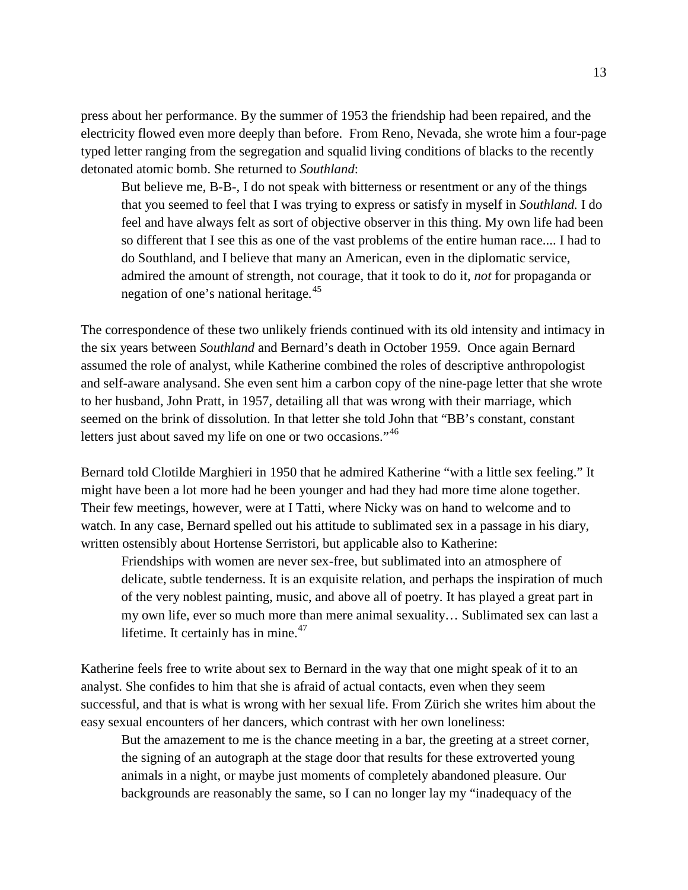press about her performance. By the summer of 1953 the friendship had been repaired, and the electricity flowed even more deeply than before. From Reno, Nevada, she wrote him a four-page typed letter ranging from the segregation and squalid living conditions of blacks to the recently detonated atomic bomb. She returned to *Southland*:

> But believe me, B-B-, I do not speak with bitterness or resentment or any of the things that you seemed to feel that I was trying to express or satisfy in myself in *Southland.* I do feel and have always felt as sort of objective observer in this thing. My own life had been so different that I see this as one of the vast problems of the entire human race.... I had to do Southland, and I believe that many an American, even in the diplomatic service, admired the amount of strength, not courage, that it took to do it, *not* for propaganda or negation of one's national heritage.[45]

The correspondence of these two unlikely friends continued with its old intensity and intimacy in the six years between *Southland* and Bernard's death in October 1959. Once again Bernard assumed the role of analyst, while Katherine combined the roles of descriptive anthropologist and self-aware analysand. She even sent him a carbon copy of the nine-page letter that she wrote to her husband, John Pratt, in 1957, detailing all that was wrong with their marriage, which seemed on the brink of dissolution. In that letter she told John that "BB's constant, constant letters just about saved my life on one or two occasions."[46]

Bernard told Clotilde Marghieri in 1950 that he admired Katherine "with a little sex feeling." It might have been a lot more had he been younger and had they had more time alone together. Their few meetings, however, were at I Tatti, where Nicky was on hand to welcome and to watch. In any case, Bernard spelled out his attitude to sublimated sex in a passage in his diary, written ostensibly about Hortense Serristori, but applicable also to Katherine:

> Friendships with women are never sex-free, but sublimated into an atmosphere of delicate, subtle tenderness. It is an exquisite relation, and perhaps the inspiration of much of the very noblest painting, music, and above all of poetry. It has played a great part in my own life, ever so much more than mere animal sexuality… Sublimated sex can last a lifetime. It certainly has in mine.[47]

Katherine feels free to write about sex to Bernard in the way that one might speak of it to an analyst. She confides to him that she is afraid of actual contacts, even when they seem successful, and that is what is wrong with her sexual life. From Zürich she writes him about the easy sexual encounters of her dancers, which contrast with her own loneliness:

> But the amazement to me is the chance meeting in a bar, the greeting at a street corner, the signing of an autograph at the stage door that results for these extroverted young animals in a night, or maybe just moments of completely abandoned pleasure. Our backgrounds are reasonably the same, so I can no longer lay my "inadequacy of the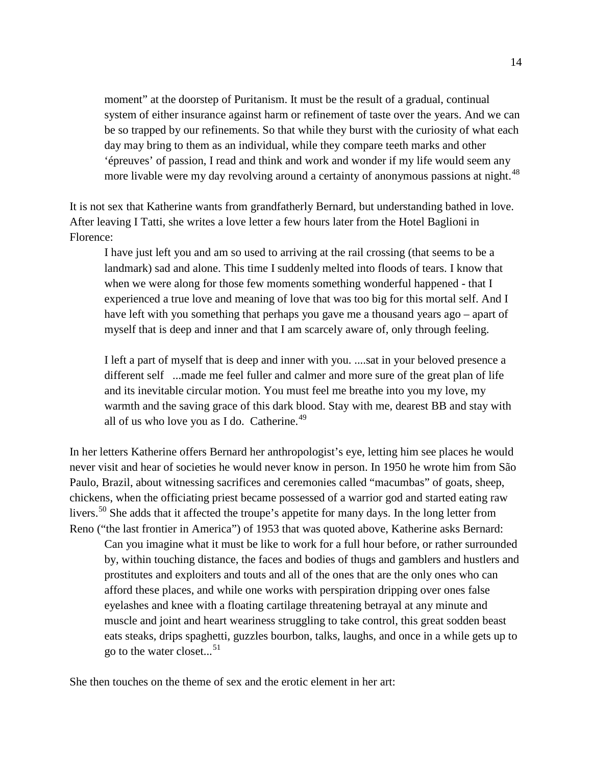> moment" at the doorstep of Puritanism. It must be the result of a gradual, continual system of either insurance against harm or refinement of taste over the years. And we can be so trapped by our refinements. So that while they burst with the curiosity of what each day may bring to them as an individual, while they compare teeth marks and other 'épreuves' of passion, I read and think and work and wonder if my life would seem any more livable were my day revolving around a certainty of anonymous passions at night.[48]

It is not sex that Katherine wants from grandfatherly Bernard, but understanding bathed in love. After leaving I Tatti, she writes a love letter a few hours later from the Hotel Baglioni in Florence:

> I have just left you and am so used to arriving at the rail crossing (that seems to be a landmark) sad and alone. This time I suddenly melted into floods of tears. I know that when we were along for those few moments something wonderful happened - that I experienced a true love and meaning of love that was too big for this mortal self. And I have left with you something that perhaps you gave me a thousand years ago – apart of myself that is deep and inner and that I am scarcely aware of, only through feeling.
>
> I left a part of myself that is deep and inner with you. ....sat in your beloved presence a different self ...made me feel fuller and calmer and more sure of the great plan of life and its inevitable circular motion. You must feel me breathe into you my love, my warmth and the saving grace of this dark blood. Stay with me, dearest BB and stay with all of us who love you as I do. Catherine.[49]

In her letters Katherine offers Bernard her anthropologist's eye, letting him see places he would never visit and hear of societies he would never know in person. In 1950 he wrote him from São Paulo, Brazil, about witnessing sacrifices and ceremonies called "macumbas" of goats, sheep, chickens, when the officiating priest became possessed of a warrior god and started eating raw livers.[50] She adds that it affected the troupe's appetite for many days. In the long letter from Reno ("the last frontier in America") of 1953 that was quoted above, Katherine asks Bernard:

> Can you imagine what it must be like to work for a full hour before, or rather surrounded by, within touching distance, the faces and bodies of thugs and gamblers and hustlers and prostitutes and exploiters and touts and all of the ones that are the only ones who can afford these places, and while one works with perspiration dripping over ones false eyelashes and knee with a floating cartilage threatening betrayal at any minute and muscle and joint and heart weariness struggling to take control, this great sodden beast eats steaks, drips spaghetti, guzzles bourbon, talks, laughs, and once in a while gets up to go to the water closet...[51]

She then touches on the theme of sex and the erotic element in her art: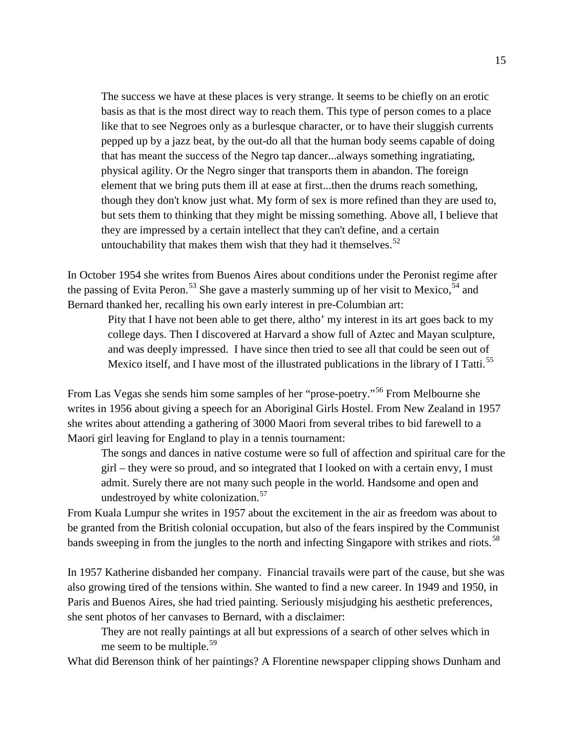> The success we have at these places is very strange. It seems to be chiefly on an erotic basis as that is the most direct way to reach them. This type of person comes to a place like that to see Negroes only as a burlesque character, or to have their sluggish currents pepped up by a jazz beat, by the out-do all that the human body seems capable of doing that has meant the success of the Negro tap dancer...always something ingratiating, physical agility. Or the Negro singer that transports them in abandon. The foreign element that we bring puts them ill at ease at first...then the drums reach something, though they don't know just what. My form of sex is more refined than they are used to, but sets them to thinking that they might be missing something. Above all, I believe that they are impressed by a certain intellect that they can't define, and a certain untouchability that makes them wish that they had it themselves.[52]

In October 1954 she writes from Buenos Aires about conditions under the Peronist regime after the passing of Evita Peron.[53] She gave a masterly summing up of her visit to Mexico,[54] and Bernard thanked her, recalling his own early interest in pre-Columbian art:

> Pity that I have not been able to get there, altho' my interest in its art goes back to my college days. Then I discovered at Harvard a show full of Aztec and Mayan sculpture, and was deeply impressed. I have since then tried to see all that could be seen out of Mexico itself, and I have most of the illustrated publications in the library of I Tatti.[55]

From Las Vegas she sends him some samples of her "prose-poetry."[56] From Melbourne she writes in 1956 about giving a speech for an Aboriginal Girls Hostel. From New Zealand in 1957 she writes about attending a gathering of 3000 Maori from several tribes to bid farewell to a Maori girl leaving for England to play in a tennis tournament:

> The songs and dances in native costume were so full of affection and spiritual care for the girl – they were so proud, and so integrated that I looked on with a certain envy, I must admit. Surely there are not many such people in the world. Handsome and open and undestroyed by white colonization.[57]

From Kuala Lumpur she writes in 1957 about the excitement in the air as freedom was about to be granted from the British colonial occupation, but also of the fears inspired by the Communist bands sweeping in from the jungles to the north and infecting Singapore with strikes and riots.[58]

In 1957 Katherine disbanded her company. Financial travails were part of the cause, but she was also growing tired of the tensions within. She wanted to find a new career. In 1949 and 1950, in Paris and Buenos Aires, she had tried painting. Seriously misjudging his aesthetic preferences, she sent photos of her canvases to Bernard, with a disclaimer:

> They are not really paintings at all but expressions of a search of other selves which in me seem to be multiple.[59]

What did Berenson think of her paintings? A Florentine newspaper clipping shows Dunham and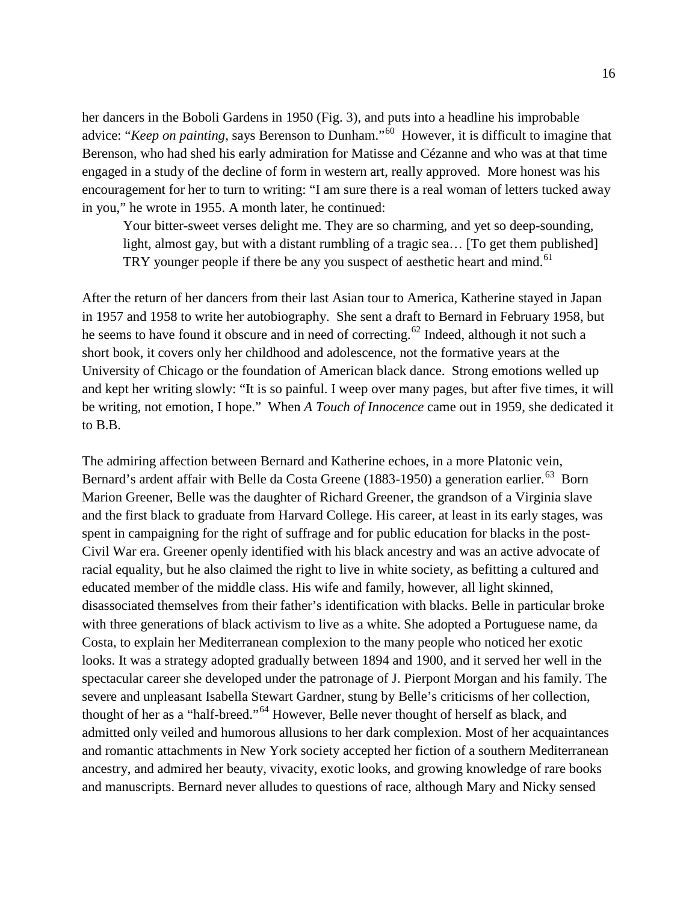her dancers in the Boboli Gardens in 1950 (Fig. 3), and puts into a headline his improbable advice: "*Keep on painting*, says Berenson to Dunham."[60] However, it is difficult to imagine that Berenson, who had shed his early admiration for Matisse and Cézanne and who was at that time engaged in a study of the decline of form in western art, really approved. More honest was his encouragement for her to turn to writing: "I am sure there is a real woman of letters tucked away in you," he wrote in 1955. A month later, he continued:

> Your bitter-sweet verses delight me. They are so charming, and yet so deep-sounding, light, almost gay, but with a distant rumbling of a tragic sea… [To get them published] TRY younger people if there be any you suspect of aesthetic heart and mind.[61]

After the return of her dancers from their last Asian tour to America, Katherine stayed in Japan in 1957 and 1958 to write her autobiography. She sent a draft to Bernard in February 1958, but he seems to have found it obscure and in need of correcting.[62] Indeed, although it not such a short book, it covers only her childhood and adolescence, not the formative years at the University of Chicago or the foundation of American black dance. Strong emotions welled up and kept her writing slowly: "It is so painful. I weep over many pages, but after five times, it will be writing, not emotion, I hope." When *A Touch of Innocence* came out in 1959, she dedicated it to B.B.

The admiring affection between Bernard and Katherine echoes, in a more Platonic vein, Bernard's ardent affair with Belle da Costa Greene (1883-1950) a generation earlier.[63] Born Marion Greener, Belle was the daughter of Richard Greener, the grandson of a Virginia slave and the first black to graduate from Harvard College. His career, at least in its early stages, was spent in campaigning for the right of suffrage and for public education for blacks in the post-Civil War era. Greener openly identified with his black ancestry and was an active advocate of racial equality, but he also claimed the right to live in white society, as befitting a cultured and educated member of the middle class. His wife and family, however, all light skinned, disassociated themselves from their father's identification with blacks. Belle in particular broke with three generations of black activism to live as a white. She adopted a Portuguese name, da Costa, to explain her Mediterranean complexion to the many people who noticed her exotic looks. It was a strategy adopted gradually between 1894 and 1900, and it served her well in the spectacular career she developed under the patronage of J. Pierpont Morgan and his family. The severe and unpleasant Isabella Stewart Gardner, stung by Belle's criticisms of her collection, thought of her as a "half-breed."[64] However, Belle never thought of herself as black, and admitted only veiled and humorous allusions to her dark complexion. Most of her acquaintances and romantic attachments in New York society accepted her fiction of a southern Mediterranean ancestry, and admired her beauty, vivacity, exotic looks, and growing knowledge of rare books and manuscripts. Bernard never alludes to questions of race, although Mary and Nicky sensed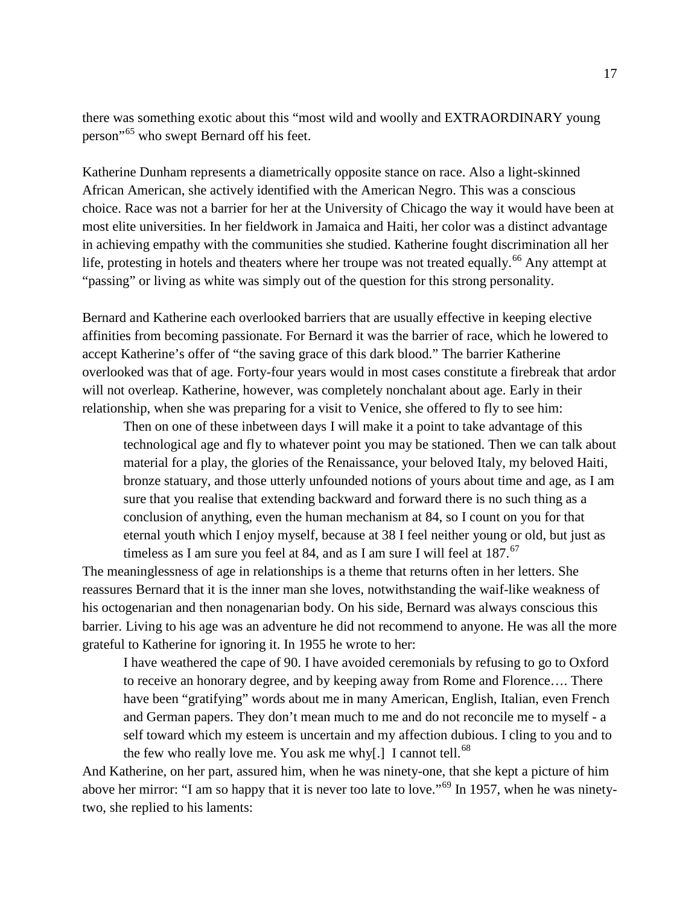there was something exotic about this "most wild and woolly and EXTRAORDINARY young person"[65] who swept Bernard off his feet.

Katherine Dunham represents a diametrically opposite stance on race. Also a light-skinned African American, she actively identified with the American Negro. This was a conscious choice. Race was not a barrier for her at the University of Chicago the way it would have been at most elite universities. In her fieldwork in Jamaica and Haiti, her color was a distinct advantage in achieving empathy with the communities she studied. Katherine fought discrimination all her life, protesting in hotels and theaters where her troupe was not treated equally.[66] Any attempt at "passing" or living as white was simply out of the question for this strong personality.

Bernard and Katherine each overlooked barriers that are usually effective in keeping elective affinities from becoming passionate. For Bernard it was the barrier of race, which he lowered to accept Katherine's offer of "the saving grace of this dark blood." The barrier Katherine overlooked was that of age. Forty-four years would in most cases constitute a firebreak that ardor will not overleap. Katherine, however, was completely nonchalant about age. Early in their relationship, when she was preparing for a visit to Venice, she offered to fly to see him:

> Then on one of these inbetween days I will make it a point to take advantage of this technological age and fly to whatever point you may be stationed. Then we can talk about material for a play, the glories of the Renaissance, your beloved Italy, my beloved Haiti, bronze statuary, and those utterly unfounded notions of yours about time and age, as I am sure that you realise that extending backward and forward there is no such thing as a conclusion of anything, even the human mechanism at 84, so I count on you for that eternal youth which I enjoy myself, because at 38 I feel neither young or old, but just as timeless as I am sure you feel at 84, and as I am sure I will feel at 187.[67]

The meaninglessness of age in relationships is a theme that returns often in her letters. She reassures Bernard that it is the inner man she loves, notwithstanding the waif-like weakness of his octogenarian and then nonagenarian body. On his side, Bernard was always conscious this barrier. Living to his age was an adventure he did not recommend to anyone. He was all the more grateful to Katherine for ignoring it. In 1955 he wrote to her:

> I have weathered the cape of 90. I have avoided ceremonials by refusing to go to Oxford to receive an honorary degree, and by keeping away from Rome and Florence…. There have been "gratifying" words about me in many American, English, Italian, even French and German papers. They don't mean much to me and do not reconcile me to myself - a self toward which my esteem is uncertain and my affection dubious. I cling to you and to the few who really love me. You ask me why[.] I cannot tell.[68]

And Katherine, on her part, assured him, when he was ninety-one, that she kept a picture of him above her mirror: "I am so happy that it is never too late to love."[69] In 1957, when he was ninety-two, she replied to his laments: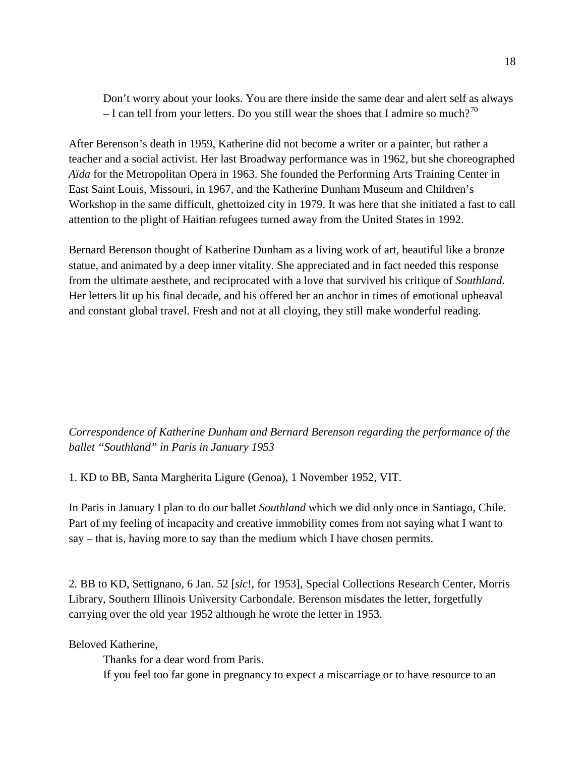> Don't worry about your looks. You are there inside the same dear and alert self as always – I can tell from your letters. Do you still wear the shoes that I admire so much?[70]

After Berenson's death in 1959, Katherine did not become a writer or a painter, but rather a teacher and a social activist. Her last Broadway performance was in 1962, but she choreographed *Aïda* for the Metropolitan Opera in 1963. She founded the Performing Arts Training Center in East Saint Louis, Missouri, in 1967, and the Katherine Dunham Museum and Children's Workshop in the same difficult, ghettoized city in 1979. It was here that she initiated a fast to call attention to the plight of Haitian refugees turned away from the United States in 1992.

Bernard Berenson thought of Katherine Dunham as a living work of art, beautiful like a bronze statue, and animated by a deep inner vitality. She appreciated and in fact needed this response from the ultimate aesthete, and reciprocated with a love that survived his critique of *Southland*. Her letters lit up his final decade, and his offered her an anchor in times of emotional upheaval and constant global travel. Fresh and not at all cloying, they still make wonderful reading.

*Correspondence of Katherine Dunham and Bernard Berenson regarding the performance of the ballet "Southland" in Paris in January 1953*

1. KD to BB, Santa Margherita Ligure (Genoa), 1 November 1952, VIT.

In Paris in January I plan to do our ballet *Southland* which we did only once in Santiago, Chile. Part of my feeling of incapacity and creative immobility comes from not saying what I want to say – that is, having more to say than the medium which I have chosen permits.

2. BB to KD, Settignano, 6 Jan. 52 [*sic*!, for 1953], Special Collections Research Center, Morris Library, Southern Illinois University Carbondale. Berenson misdates the letter, forgetfully carrying over the old year 1952 although he wrote the letter in 1953.

Beloved Katherine,

Thanks for a dear word from Paris.

If you feel too far gone in pregnancy to expect a miscarriage or to have resource to an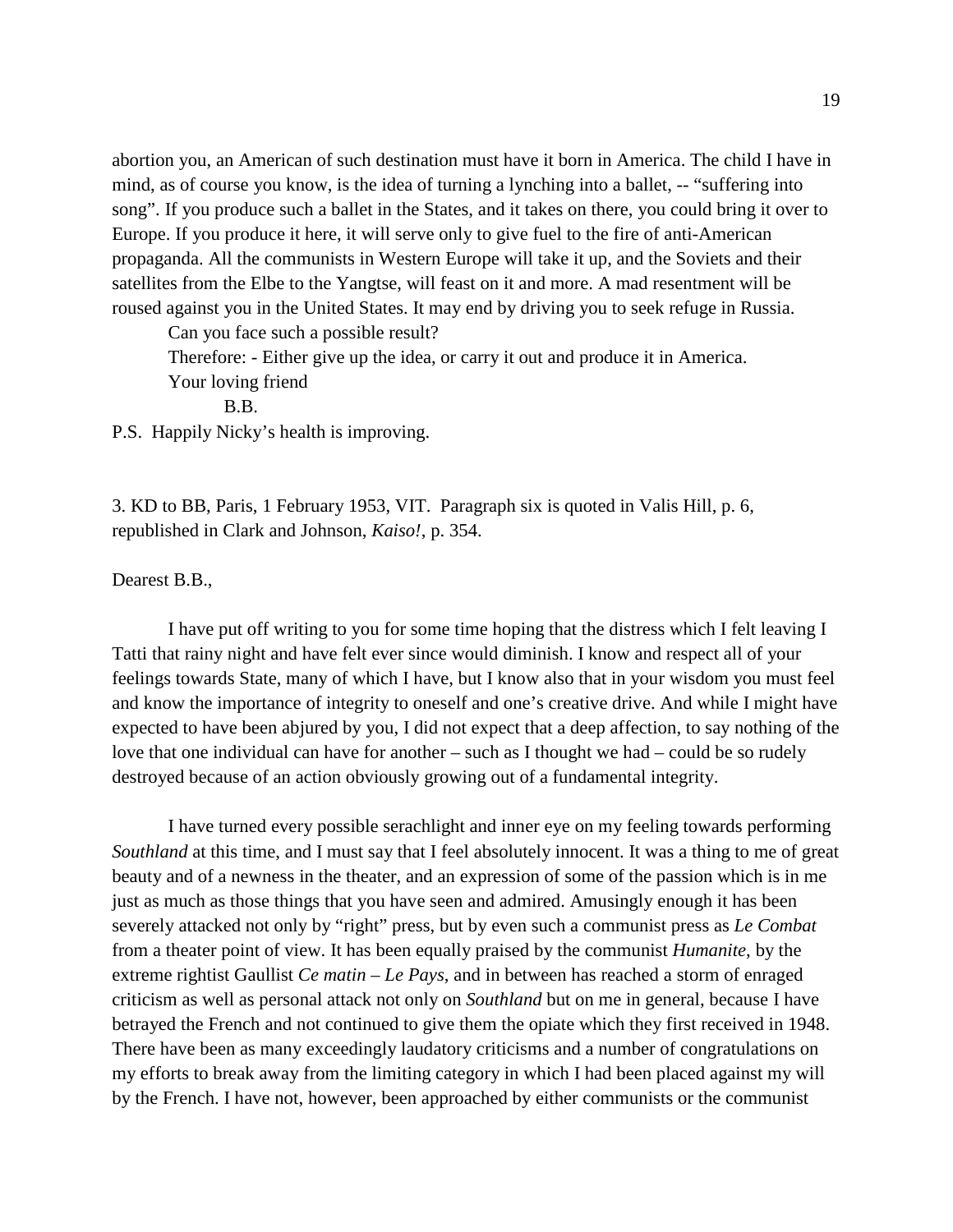abortion you, an American of such destination must have it born in America. The child I have in mind, as of course you know, is the idea of turning a lynching into a ballet, -- "suffering into song". If you produce such a ballet in the States, and it takes on there, you could bring it over to Europe. If you produce it here, it will serve only to give fuel to the fire of anti-American propaganda. All the communists in Western Europe will take it up, and the Soviets and their satellites from the Elbe to the Yangtse, will feast on it and more. A mad resentment will be roused against you in the United States. It may end by driving you to seek refuge in Russia.

Can you face such a possible result?

Therefore: - Either give up the idea, or carry it out and produce it in America.

Your loving friend

B.B.

P.S. Happily Nicky's health is improving.

3. KD to BB, Paris, 1 February 1953, VIT. Paragraph six is quoted in Valis Hill, p. 6, republished in Clark and Johnson, *Kaiso!*, p. 354.

Dearest B.B.,

I have put off writing to you for some time hoping that the distress which I felt leaving I Tatti that rainy night and have felt ever since would diminish. I know and respect all of your feelings towards State, many of which I have, but I know also that in your wisdom you must feel and know the importance of integrity to oneself and one's creative drive. And while I might have expected to have been abjured by you, I did not expect that a deep affection, to say nothing of the love that one individual can have for another – such as I thought we had – could be so rudely destroyed because of an action obviously growing out of a fundamental integrity.

I have turned every possible serachlight and inner eye on my feeling towards performing *Southland* at this time, and I must say that I feel absolutely innocent. It was a thing to me of great beauty and of a newness in the theater, and an expression of some of the passion which is in me just as much as those things that you have seen and admired. Amusingly enough it has been severely attacked not only by "right" press, but by even such a communist press as *Le Combat* from a theater point of view. It has been equally praised by the communist *Humanite*, by the extreme rightist Gaullist *Ce matin – Le Pays*, and in between has reached a storm of enraged criticism as well as personal attack not only on *Southland* but on me in general, because I have betrayed the French and not continued to give them the opiate which they first received in 1948. There have been as many exceedingly laudatory criticisms and a number of congratulations on my efforts to break away from the limiting category in which I had been placed against my will by the French. I have not, however, been approached by either communists or the communist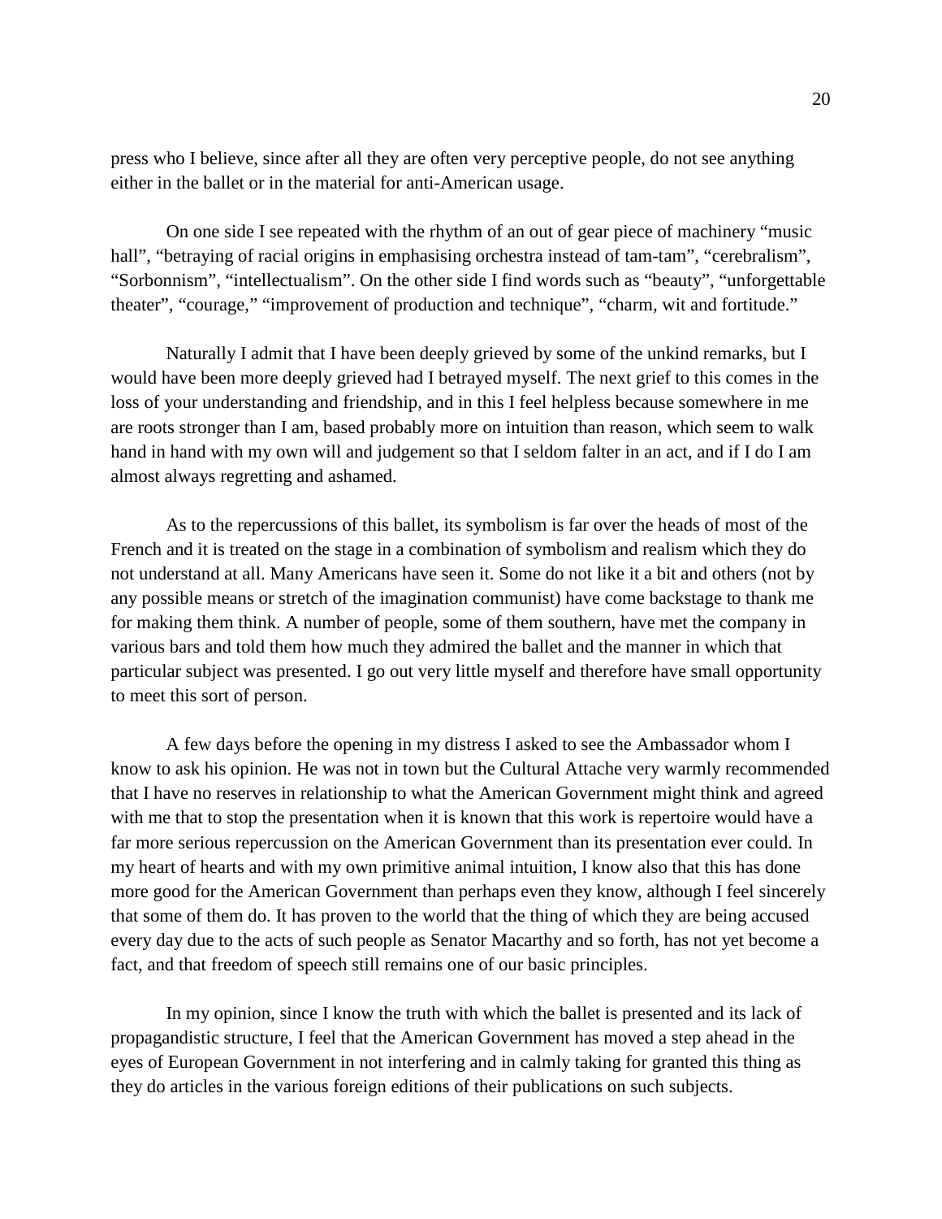press who I believe, since after all they are often very perceptive people, do not see anything either in the ballet or in the material for anti-American usage.

On one side I see repeated with the rhythm of an out of gear piece of machinery "music hall", "betraying of racial origins in emphasising orchestra instead of tam-tam", "cerebralism", "Sorbonnism", "intellectualism". On the other side I find words such as "beauty", "unforgettable theater", "courage," "improvement of production and technique", "charm, wit and fortitude."

Naturally I admit that I have been deeply grieved by some of the unkind remarks, but I would have been more deeply grieved had I betrayed myself. The next grief to this comes in the loss of your understanding and friendship, and in this I feel helpless because somewhere in me are roots stronger than I am, based probably more on intuition than reason, which seem to walk hand in hand with my own will and judgement so that I seldom falter in an act, and if I do I am almost always regretting and ashamed.

As to the repercussions of this ballet, its symbolism is far over the heads of most of the French and it is treated on the stage in a combination of symbolism and realism which they do not understand at all. Many Americans have seen it. Some do not like it a bit and others (not by any possible means or stretch of the imagination communist) have come backstage to thank me for making them think. A number of people, some of them southern, have met the company in various bars and told them how much they admired the ballet and the manner in which that particular subject was presented. I go out very little myself and therefore have small opportunity to meet this sort of person.

A few days before the opening in my distress I asked to see the Ambassador whom I know to ask his opinion. He was not in town but the Cultural Attache very warmly recommended that I have no reserves in relationship to what the American Government might think and agreed with me that to stop the presentation when it is known that this work is repertoire would have a far more serious repercussion on the American Government than its presentation ever could. In my heart of hearts and with my own primitive animal intuition, I know also that this has done more good for the American Government than perhaps even they know, although I feel sincerely that some of them do. It has proven to the world that the thing of which they are being accused every day due to the acts of such people as Senator Macarthy and so forth, has not yet become a fact, and that freedom of speech still remains one of our basic principles.

In my opinion, since I know the truth with which the ballet is presented and its lack of propagandistic structure, I feel that the American Government has moved a step ahead in the eyes of European Government in not interfering and in calmly taking for granted this thing as they do articles in the various foreign editions of their publications on such subjects.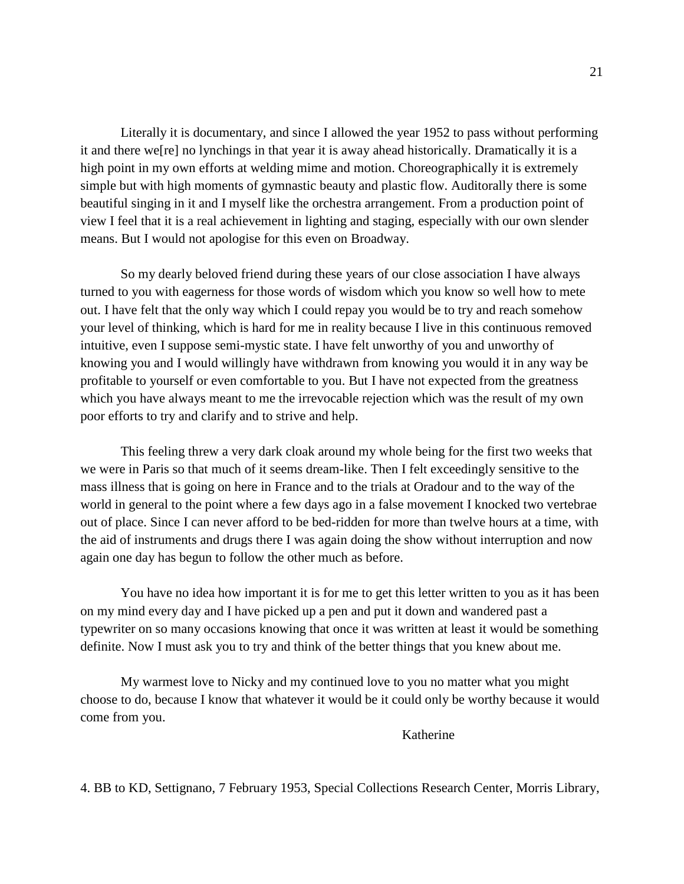Literally it is documentary, and since I allowed the year 1952 to pass without performing it and there we[re] no lynchings in that year it is away ahead historically. Dramatically it is a high point in my own efforts at welding mime and motion. Choreographically it is extremely simple but with high moments of gymnastic beauty and plastic flow. Auditorally there is some beautiful singing in it and I myself like the orchestra arrangement. From a production point of view I feel that it is a real achievement in lighting and staging, especially with our own slender means. But I would not apologise for this even on Broadway.

So my dearly beloved friend during these years of our close association I have always turned to you with eagerness for those words of wisdom which you know so well how to mete out. I have felt that the only way which I could repay you would be to try and reach somehow your level of thinking, which is hard for me in reality because I live in this continuous removed intuitive, even I suppose semi-mystic state. I have felt unworthy of you and unworthy of knowing you and I would willingly have withdrawn from knowing you would it in any way be profitable to yourself or even comfortable to you. But I have not expected from the greatness which you have always meant to me the irrevocable rejection which was the result of my own poor efforts to try and clarify and to strive and help.

This feeling threw a very dark cloak around my whole being for the first two weeks that we were in Paris so that much of it seems dream-like. Then I felt exceedingly sensitive to the mass illness that is going on here in France and to the trials at Oradour and to the way of the world in general to the point where a few days ago in a false movement I knocked two vertebrae out of place. Since I can never afford to be bed-ridden for more than twelve hours at a time, with the aid of instruments and drugs there I was again doing the show without interruption and now again one day has begun to follow the other much as before.

You have no idea how important it is for me to get this letter written to you as it has been on my mind every day and I have picked up a pen and put it down and wandered past a typewriter on so many occasions knowing that once it was written at least it would be something definite. Now I must ask you to try and think of the better things that you knew about me.

My warmest love to Nicky and my continued love to you no matter what you might choose to do, because I know that whatever it would be it could only be worthy because it would come from you.

Katherine

4. BB to KD, Settignano, 7 February 1953, Special Collections Research Center, Morris Library,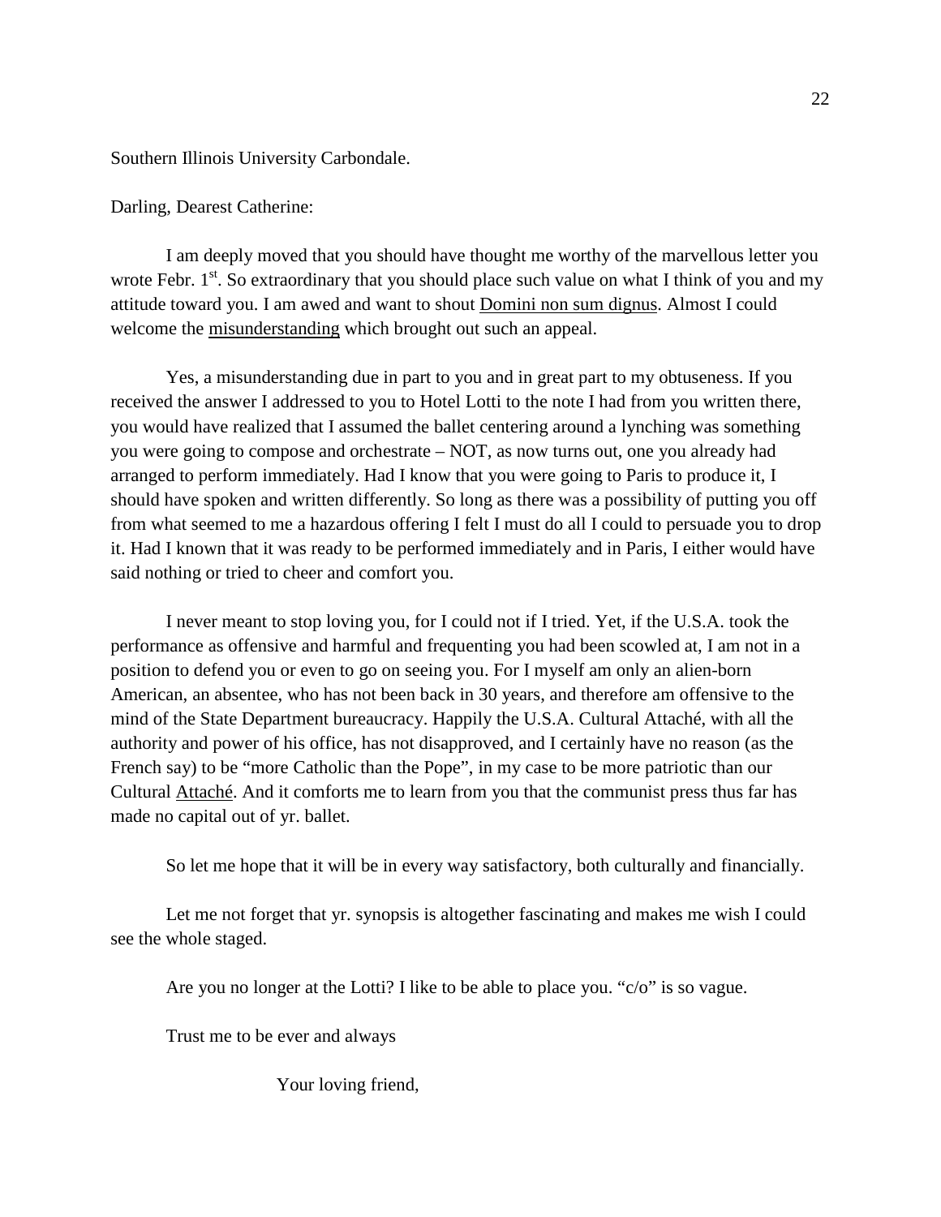Southern Illinois University Carbondale.

Darling, Dearest Catherine:

I am deeply moved that you should have thought me worthy of the marvellous letter you wrote Febr. 1st. So extraordinary that you should place such value on what I think of you and my attitude toward you. I am awed and want to shout <u>Domini non sum dignus</u>. Almost I could welcome the <u>misunderstanding</u> which brought out such an appeal.

Yes, a misunderstanding due in part to you and in great part to my obtuseness. If you received the answer I addressed to you to Hotel Lotti to the note I had from you written there, you would have realized that I assumed the ballet centering around a lynching was something you were going to compose and orchestrate – NOT, as now turns out, one you already had arranged to perform immediately. Had I know that you were going to Paris to produce it, I should have spoken and written differently. So long as there was a possibility of putting you off from what seemed to me a hazardous offering I felt I must do all I could to persuade you to drop it. Had I known that it was ready to be performed immediately and in Paris, I either would have said nothing or tried to cheer and comfort you.

I never meant to stop loving you, for I could not if I tried. Yet, if the U.S.A. took the performance as offensive and harmful and frequenting you had been scowled at, I am not in a position to defend you or even to go on seeing you. For I myself am only an alien-born American, an absentee, who has not been back in 30 years, and therefore am offensive to the mind of the State Department bureaucracy. Happily the U.S.A. Cultural Attaché, with all the authority and power of his office, has not disapproved, and I certainly have no reason (as the French say) to be "more Catholic than the Pope", in my case to be more patriotic than our Cultural <u>Attaché</u>. And it comforts me to learn from you that the communist press thus far has made no capital out of yr. ballet.

So let me hope that it will be in every way satisfactory, both culturally and financially.

Let me not forget that yr. synopsis is altogether fascinating and makes me wish I could see the whole staged.

Are you no longer at the Lotti? I like to be able to place you. "c/o" is so vague.

Trust me to be ever and always

Your loving friend,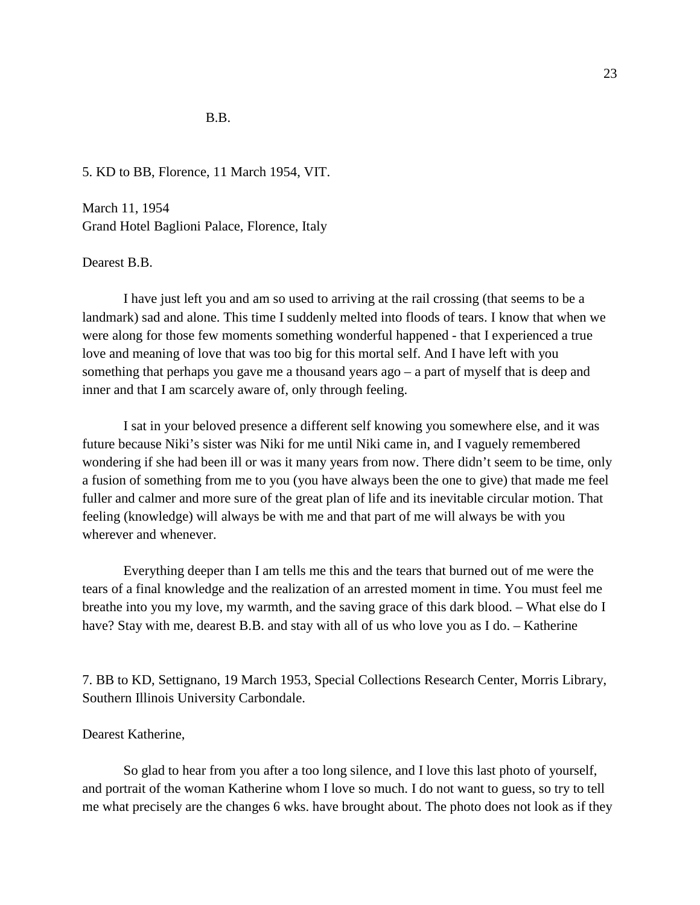B.B.

5. KD to BB, Florence, 11 March 1954, VIT.

March 11, 1954
Grand Hotel Baglioni Palace, Florence, Italy

Dearest B.B.

I have just left you and am so used to arriving at the rail crossing (that seems to be a landmark) sad and alone. This time I suddenly melted into floods of tears. I know that when we were along for those few moments something wonderful happened - that I experienced a true love and meaning of love that was too big for this mortal self. And I have left with you something that perhaps you gave me a thousand years ago – a part of myself that is deep and inner and that I am scarcely aware of, only through feeling.

I sat in your beloved presence a different self knowing you somewhere else, and it was future because Niki's sister was Niki for me until Niki came in, and I vaguely remembered wondering if she had been ill or was it many years from now. There didn't seem to be time, only a fusion of something from me to you (you have always been the one to give) that made me feel fuller and calmer and more sure of the great plan of life and its inevitable circular motion. That feeling (knowledge) will always be with me and that part of me will always be with you wherever and whenever.

Everything deeper than I am tells me this and the tears that burned out of me were the tears of a final knowledge and the realization of an arrested moment in time. You must feel me breathe into you my love, my warmth, and the saving grace of this dark blood. – What else do I have? Stay with me, dearest B.B. and stay with all of us who love you as I do. – Katherine

7. BB to KD, Settignano, 19 March 1953, Special Collections Research Center, Morris Library, Southern Illinois University Carbondale.

Dearest Katherine,

So glad to hear from you after a too long silence, and I love this last photo of yourself, and portrait of the woman Katherine whom I love so much. I do not want to guess, so try to tell me what precisely are the changes 6 wks. have brought about. The photo does not look as if they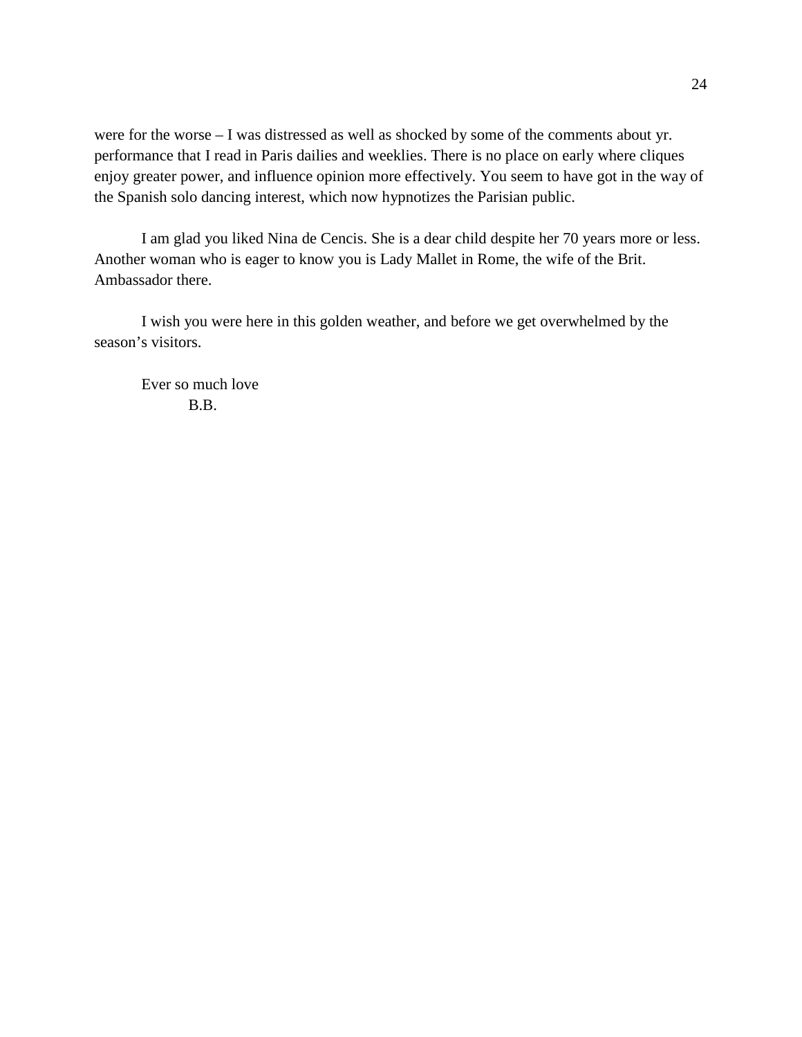were for the worse – I was distressed as well as shocked by some of the comments about yr. performance that I read in Paris dailies and weeklies. There is no place on early where cliques enjoy greater power, and influence opinion more effectively. You seem to have got in the way of the Spanish solo dancing interest, which now hypnotizes the Parisian public.

I am glad you liked Nina de Cencis. She is a dear child despite her 70 years more or less. Another woman who is eager to know you is Lady Mallet in Rome, the wife of the Brit. Ambassador there.

I wish you were here in this golden weather, and before we get overwhelmed by the season's visitors.

Ever so much love
B.B.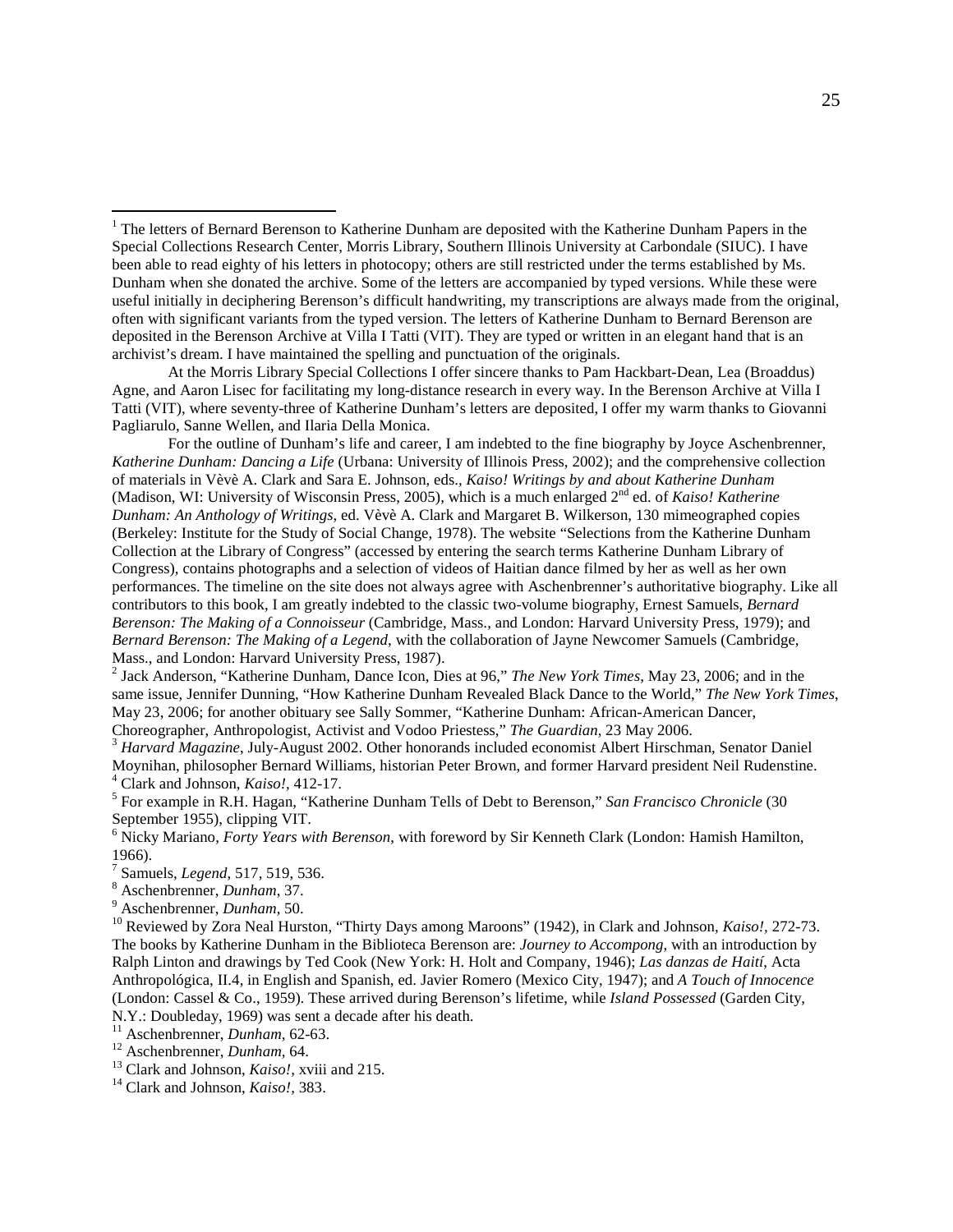[1] The letters of Bernard Berenson to Katherine Dunham are deposited with the Katherine Dunham Papers in the Special Collections Research Center, Morris Library, Southern Illinois University at Carbondale (SIUC). I have been able to read eighty of his letters in photocopy; others are still restricted under the terms established by Ms. Dunham when she donated the archive. Some of the letters are accompanied by typed versions. While these were useful initially in deciphering Berenson's difficult handwriting, my transcriptions are always made from the original, often with significant variants from the typed version. The letters of Katherine Dunham to Bernard Berenson are deposited in the Berenson Archive at Villa I Tatti (VIT). They are typed or written in an elegant hand that is an archivist's dream. I have maintained the spelling and punctuation of the originals.

At the Morris Library Special Collections I offer sincere thanks to Pam Hackbart-Dean, Lea (Broaddus) Agne, and Aaron Lisec for facilitating my long-distance research in every way. In the Berenson Archive at Villa I Tatti (VIT), where seventy-three of Katherine Dunham's letters are deposited, I offer my warm thanks to Giovanni Pagliarulo, Sanne Wellen, and Ilaria Della Monica.

For the outline of Dunham's life and career, I am indebted to the fine biography by Joyce Aschenbrenner, *Katherine Dunham: Dancing a Life* (Urbana: University of Illinois Press, 2002); and the comprehensive collection of materials in Vèvè A. Clark and Sara E. Johnson, eds., *Kaiso! Writings by and about Katherine Dunham* (Madison, WI: University of Wisconsin Press, 2005), which is a much enlarged 2nd ed. of *Kaiso! Katherine Dunham: An Anthology of Writings*, ed. Vèvè A. Clark and Margaret B. Wilkerson, 130 mimeographed copies (Berkeley: Institute for the Study of Social Change, 1978). The website "Selections from the Katherine Dunham Collection at the Library of Congress" (accessed by entering the search terms Katherine Dunham Library of Congress), contains photographs and a selection of videos of Haitian dance filmed by her as well as her own performances. The timeline on the site does not always agree with Aschenbrenner's authoritative biography. Like all contributors to this book, I am greatly indebted to the classic two-volume biography, Ernest Samuels, *Bernard Berenson: The Making of a Connoisseur* (Cambridge, Mass., and London: Harvard University Press, 1979); and *Bernard Berenson: The Making of a Legend*, with the collaboration of Jayne Newcomer Samuels (Cambridge, Mass., and London: Harvard University Press, 1987).

[2] Jack Anderson, "Katherine Dunham, Dance Icon, Dies at 96," *The New York Times*, May 23, 2006; and in the same issue, Jennifer Dunning, "How Katherine Dunham Revealed Black Dance to the World," *The New York Times*, May 23, 2006; for another obituary see Sally Sommer, "Katherine Dunham: African-American Dancer, Choreographer, Anthropologist, Activist and Vodoo Priestess," *The Guardian*, 23 May 2006.

[3] *Harvard Magazine*, July-August 2002. Other honorands included economist Albert Hirschman, Senator Daniel Moynihan, philosopher Bernard Williams, historian Peter Brown, and former Harvard president Neil Rudenstine.

[4] Clark and Johnson, *Kaiso!*, 412-17.

[5] For example in R.H. Hagan, "Katherine Dunham Tells of Debt to Berenson," *San Francisco Chronicle* (30 September 1955), clipping VIT.

[6] Nicky Mariano, *Forty Years with Berenson*, with foreword by Sir Kenneth Clark (London: Hamish Hamilton, 1966).

[7] Samuels, *Legend*, 517, 519, 536.

[8] Aschenbrenner, *Dunham*, 37.

[9] Aschenbrenner, *Dunham*, 50.

[10] Reviewed by Zora Neal Hurston, "Thirty Days among Maroons" (1942), in Clark and Johnson, *Kaiso!*, 272-73. The books by Katherine Dunham in the Biblioteca Berenson are: *Journey to Accompong*, with an introduction by Ralph Linton and drawings by Ted Cook (New York: H. Holt and Company, 1946); *Las danzas de Haití*, Acta Anthropológica, II.4, in English and Spanish, ed. Javier Romero (Mexico City, 1947); and *A Touch of Innocence* (London: Cassel & Co., 1959). These arrived during Berenson's lifetime, while *Island Possessed* (Garden City, N.Y.: Doubleday, 1969) was sent a decade after his death.

[11] Aschenbrenner, *Dunham*, 62-63.

[12] Aschenbrenner, *Dunham*, 64.

[13] Clark and Johnson, *Kaiso!*, xviii and 215.

[14] Clark and Johnson, *Kaiso!*, 383.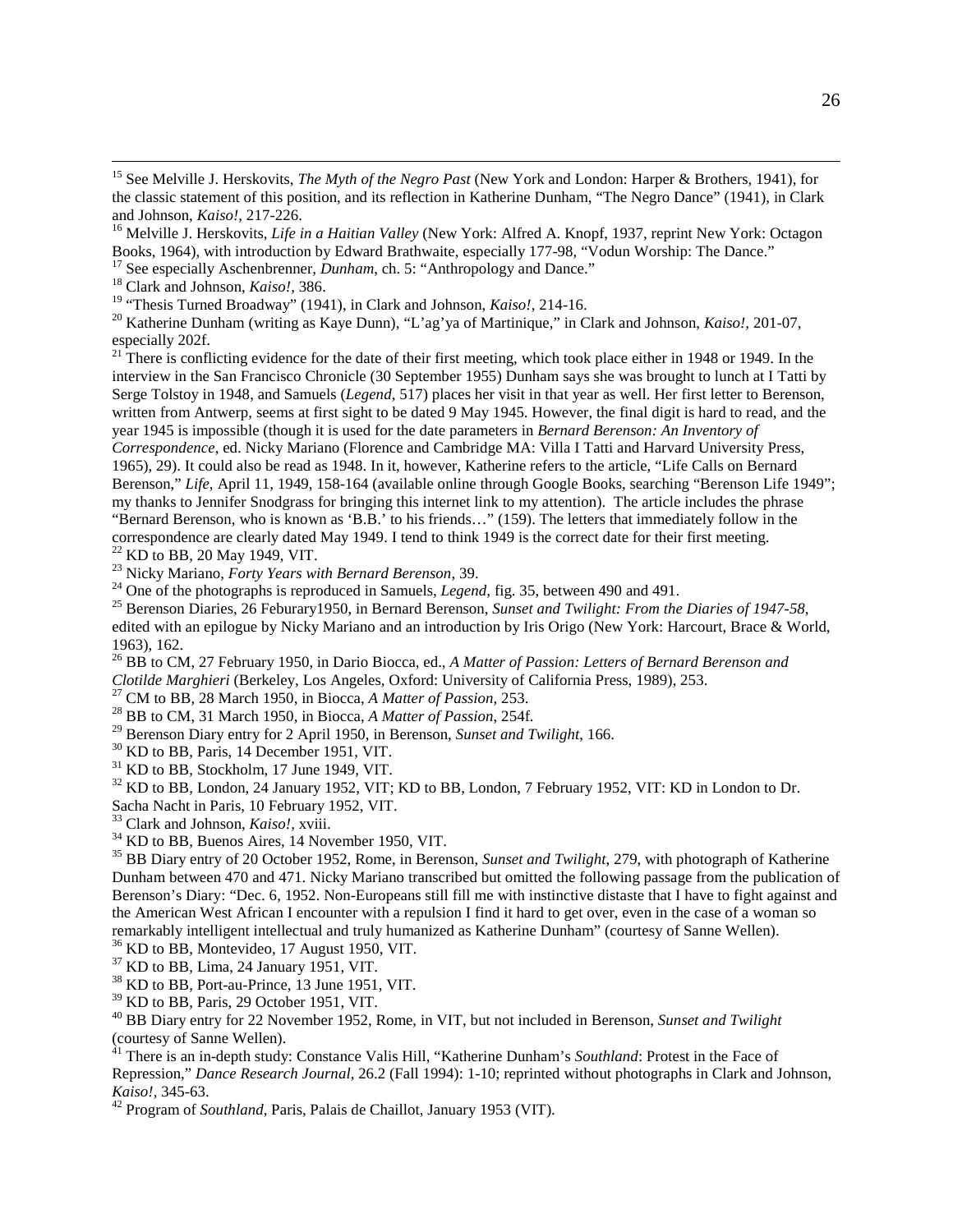[15] See Melville J. Herskovits, *The Myth of the Negro Past* (New York and London: Harper & Brothers, 1941), for the classic statement of this position, and its reflection in Katherine Dunham, "The Negro Dance" (1941), in Clark and Johnson, *Kaiso!*, 217-226.

[16] Melville J. Herskovits, *Life in a Haitian Valley* (New York: Alfred A. Knopf, 1937, reprint New York: Octagon Books, 1964), with introduction by Edward Brathwaite, especially 177-98, "Vodun Worship: The Dance."

[17] See especially Aschenbrenner, *Dunham*, ch. 5: "Anthropology and Dance."

[18] Clark and Johnson, *Kaiso!*, 386.

[19] "Thesis Turned Broadway" (1941), in Clark and Johnson, *Kaiso!*, 214-16.

[20] Katherine Dunham (writing as Kaye Dunn), "L'ag'ya of Martinique," in Clark and Johnson, *Kaiso!*, 201-07, especially 202f.

[21] There is conflicting evidence for the date of their first meeting, which took place either in 1948 or 1949. In the interview in the San Francisco Chronicle (30 September 1955) Dunham says she was brought to lunch at I Tatti by Serge Tolstoy in 1948, and Samuels (*Legend*, 517) places her visit in that year as well. Her first letter to Berenson, written from Antwerp, seems at first sight to be dated 9 May 1945. However, the final digit is hard to read, and the year 1945 is impossible (though it is used for the date parameters in *Bernard Berenson: An Inventory of Correspondence*, ed. Nicky Mariano (Florence and Cambridge MA: Villa I Tatti and Harvard University Press, 1965), 29). It could also be read as 1948. In it, however, Katherine refers to the article, "Life Calls on Bernard Berenson," *Life*, April 11, 1949, 158-164 (available online through Google Books, searching "Berenson Life 1949"; my thanks to Jennifer Snodgrass for bringing this internet link to my attention). The article includes the phrase "Bernard Berenson, who is known as 'B.B.' to his friends…" (159). The letters that immediately follow in the correspondence are clearly dated May 1949. I tend to think 1949 is the correct date for their first meeting.

[22] KD to BB, 20 May 1949, VIT.

[23] Nicky Mariano, *Forty Years with Bernard Berenson*, 39.

[24] One of the photographs is reproduced in Samuels, *Legend*, fig. 35, between 490 and 491.

[25] Berenson Diaries, 26 Feburary1950, in Bernard Berenson, *Sunset and Twilight: From the Diaries of 1947-58*, edited with an epilogue by Nicky Mariano and an introduction by Iris Origo (New York: Harcourt, Brace & World, 1963), 162.

[26] BB to CM, 27 February 1950, in Dario Biocca, ed., *A Matter of Passion: Letters of Bernard Berenson and Clotilde Marghieri* (Berkeley, Los Angeles, Oxford: University of California Press, 1989), 253.

[27] CM to BB, 28 March 1950, in Biocca, *A Matter of Passion*, 253.

[28] BB to CM, 31 March 1950, in Biocca, *A Matter of Passion*, 254f.

[29] Berenson Diary entry for 2 April 1950, in Berenson, *Sunset and Twilight*, 166.

[30] KD to BB, Paris, 14 December 1951, VIT.

[31] KD to BB, Stockholm, 17 June 1949, VIT.

[32] KD to BB, London, 24 January 1952, VIT; KD to BB, London, 7 February 1952, VIT: KD in London to Dr. Sacha Nacht in Paris, 10 February 1952, VIT.

[33] Clark and Johnson, *Kaiso!*, xviii.

[34] KD to BB, Buenos Aires, 14 November 1950, VIT.

[35] BB Diary entry of 20 October 1952, Rome, in Berenson, *Sunset and Twilight*, 279, with photograph of Katherine Dunham between 470 and 471. Nicky Mariano transcribed but omitted the following passage from the publication of Berenson's Diary: "Dec. 6, 1952. Non-Europeans still fill me with instinctive distaste that I have to fight against and the American West African I encounter with a repulsion I find it hard to get over, even in the case of a woman so remarkably intelligent intellectual and truly humanized as Katherine Dunham" (courtesy of Sanne Wellen).

[36] KD to BB, Montevideo, 17 August 1950, VIT.

[37] KD to BB, Lima, 24 January 1951, VIT.

[38] KD to BB, Port-au-Prince, 13 June 1951, VIT.

[39] KD to BB, Paris, 29 October 1951, VIT.

[40] BB Diary entry for 22 November 1952, Rome, in VIT, but not included in Berenson, *Sunset and Twilight* (courtesy of Sanne Wellen).

[41] There is an in-depth study: Constance Valis Hill, "Katherine Dunham's *Southland*: Protest in the Face of Repression," *Dance Research Journal*, 26.2 (Fall 1994): 1-10; reprinted without photographs in Clark and Johnson, *Kaiso!*, 345-63.

[42] Program of *Southland*, Paris, Palais de Chaillot, January 1953 (VIT).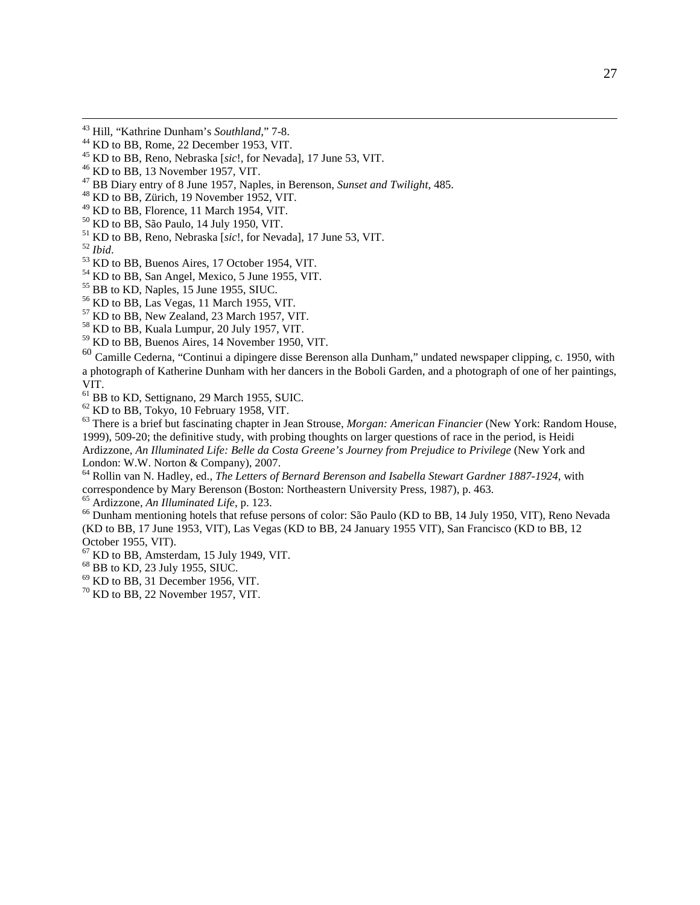[43] Hill, "Kathrine Dunham's *Southland*," 7-8.
[44] KD to BB, Rome, 22 December 1953, VIT.
[45] KD to BB, Reno, Nebraska [*sic*!, for Nevada], 17 June 53, VIT.
[46] KD to BB, 13 November 1957, VIT.
[47] BB Diary entry of 8 June 1957, Naples, in Berenson, *Sunset and Twilight*, 485.
[48] KD to BB, Zürich, 19 November 1952, VIT.
[49] KD to BB, Florence, 11 March 1954, VIT.
[50] KD to BB, São Paulo, 14 July 1950, VIT.
[51] KD to BB, Reno, Nebraska [*sic*!, for Nevada], 17 June 53, VIT.
[52] *Ibid*.
[53] KD to BB, Buenos Aires, 17 October 1954, VIT.
[54] KD to BB, San Angel, Mexico, 5 June 1955, VIT.
[55] BB to KD, Naples, 15 June 1955, SIUC.
[56] KD to BB, Las Vegas, 11 March 1955, VIT.
[57] KD to BB, New Zealand, 23 March 1957, VIT.
[58] KD to BB, Kuala Lumpur, 20 July 1957, VIT.
[59] KD to BB, Buenos Aires, 14 November 1950, VIT.
[60] Camille Cederna, "Continui a dipingere disse Berenson alla Dunham," undated newspaper clipping, c. 1950, with a photograph of Katherine Dunham with her dancers in the Boboli Garden, and a photograph of one of her paintings, VIT.
[61] BB to KD, Settignano, 29 March 1955, SUIC.
[62] KD to BB, Tokyo, 10 February 1958, VIT.
[63] There is a brief but fascinating chapter in Jean Strouse, *Morgan: American Financier* (New York: Random House, 1999), 509-20; the definitive study, with probing thoughts on larger questions of race in the period, is Heidi Ardizzone, *An Illuminated Life: Belle da Costa Greene's Journey from Prejudice to Privilege* (New York and London: W.W. Norton & Company), 2007.
[64] Rollin van N. Hadley, ed., *The Letters of Bernard Berenson and Isabella Stewart Gardner 1887-1924*, with correspondence by Mary Berenson (Boston: Northeastern University Press, 1987), p. 463.
[65] Ardizzone, *An Illuminated Life*, p. 123.
[66] Dunham mentioning hotels that refuse persons of color: São Paulo (KD to BB, 14 July 1950, VIT), Reno Nevada (KD to BB, 17 June 1953, VIT), Las Vegas (KD to BB, 24 January 1955 VIT), San Francisco (KD to BB, 12 October 1955, VIT).
[67] KD to BB, Amsterdam, 15 July 1949, VIT.
[68] BB to KD, 23 July 1955, SIUC.
[69] KD to BB, 31 December 1956, VIT.
[70] KD to BB, 22 November 1957, VIT.